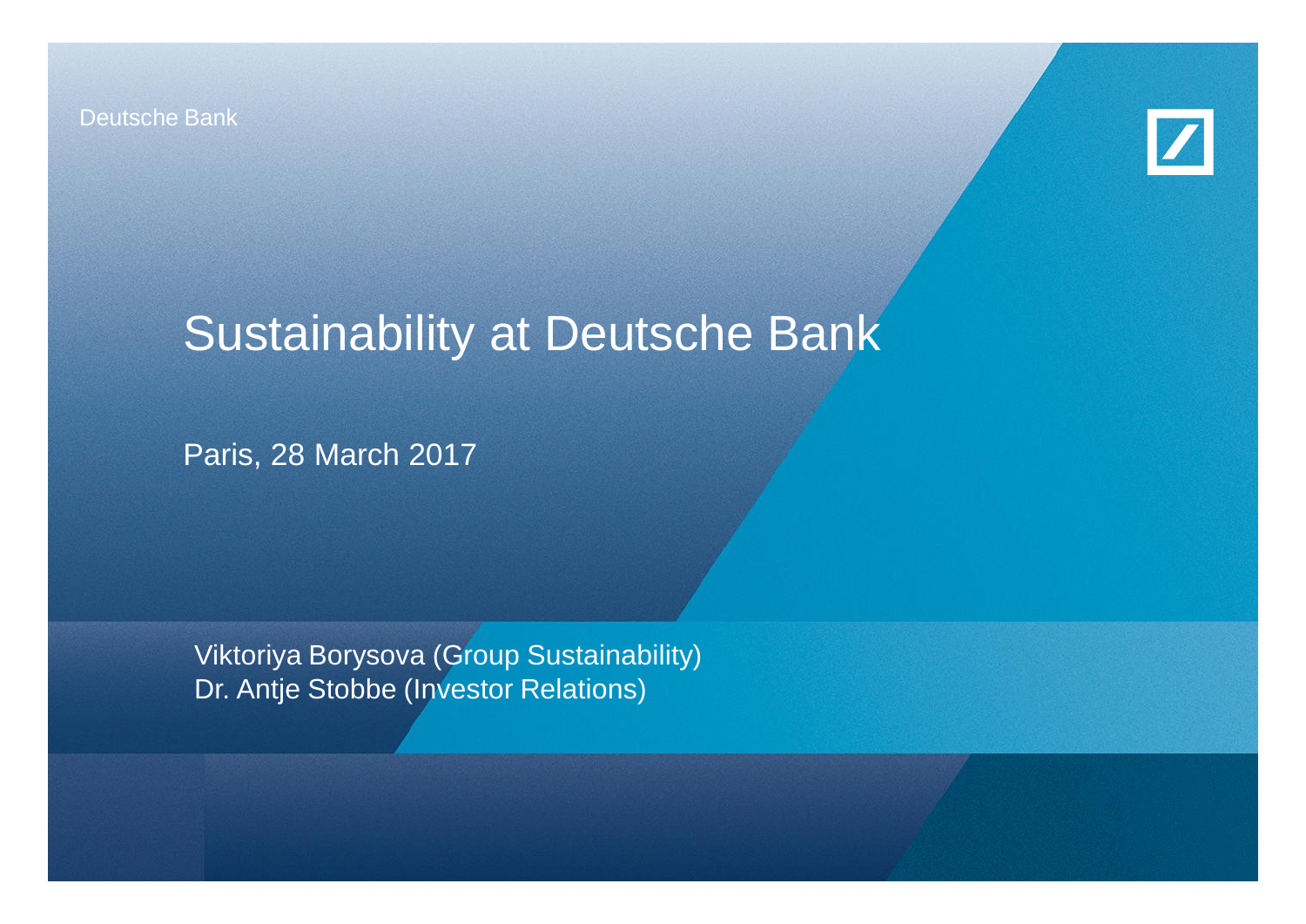Deutsche Bank

# Sustainability at Deutsche Bank

Paris, 28 March 2017

Viktoriya Borysova (Group Sustainability)
Dr. Antje Stobbe (Investor Relations)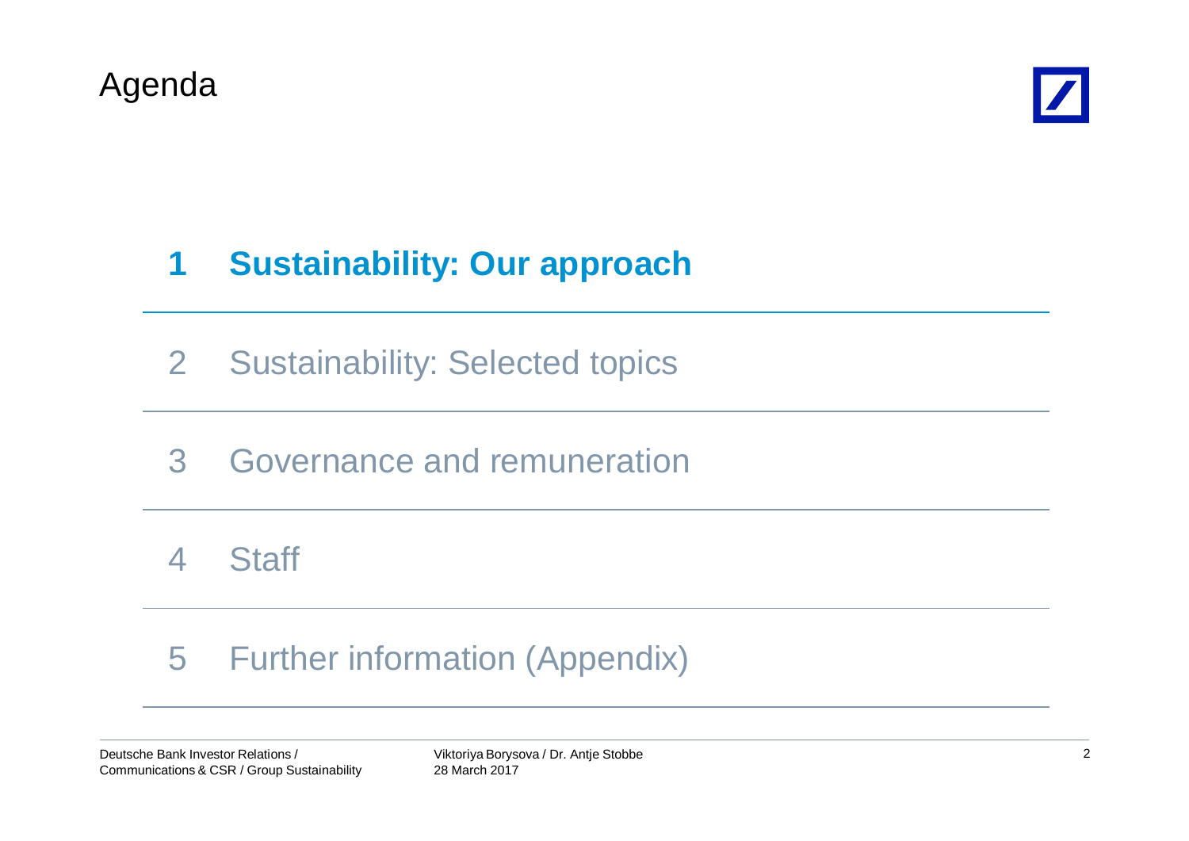# Agenda

1. **Sustainability: Our approach**
2. Sustainability: Selected topics
3. Governance and remuneration
4. Staff
5. Further information (Appendix)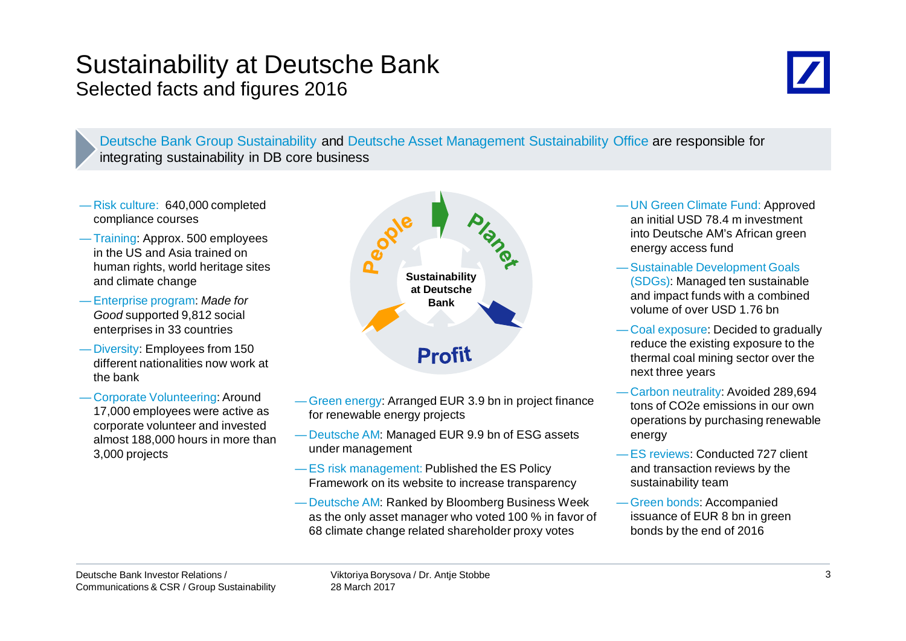# Sustainability at Deutsche Bank

## Selected facts and figures 2016

Deutsche Bank Group Sustainability and Deutsche Asset Management Sustainability Office are responsible for integrating sustainability in DB core business

People — Planet — Profit

**Sustainability at Deutsche Bank**

- Risk culture: 640,000 completed compliance courses
- Training: Approx. 500 employees in the US and Asia trained on human rights, world heritage sites and climate change
- Enterprise program: *Made for Good* supported 9,812 social enterprises in 33 countries
- Diversity: Employees from 150 different nationalities now work at the bank
- Corporate Volunteering: Around 17,000 employees were active as corporate volunteer and invested almost 188,000 hours in more than 3,000 projects

- Green energy: Arranged EUR 3.9 bn in project finance for renewable energy projects
- Deutsche AM: Managed EUR 9.9 bn of ESG assets under management
- ES risk management: Published the ES Policy Framework on its website to increase transparency
- Deutsche AM: Ranked by Bloomberg Business Week as the only asset manager who voted 100 % in favor of 68 climate change related shareholder proxy votes

- UN Green Climate Fund: Approved an initial USD 78.4 m investment into Deutsche AM's African green energy access fund
- Sustainable Development Goals (SDGs): Managed ten sustainable and impact funds with a combined volume of over USD 1.76 bn
- Coal exposure: Decided to gradually reduce the existing exposure to the thermal coal mining sector over the next three years
- Carbon neutrality: Avoided 289,694 tons of $CO_2e$ emissions in our own operations by purchasing renewable energy
- ES reviews: Conducted 727 client and transaction reviews by the sustainability team
- Green bonds: Accompanied issuance of EUR 8 bn in green bonds by the end of 2016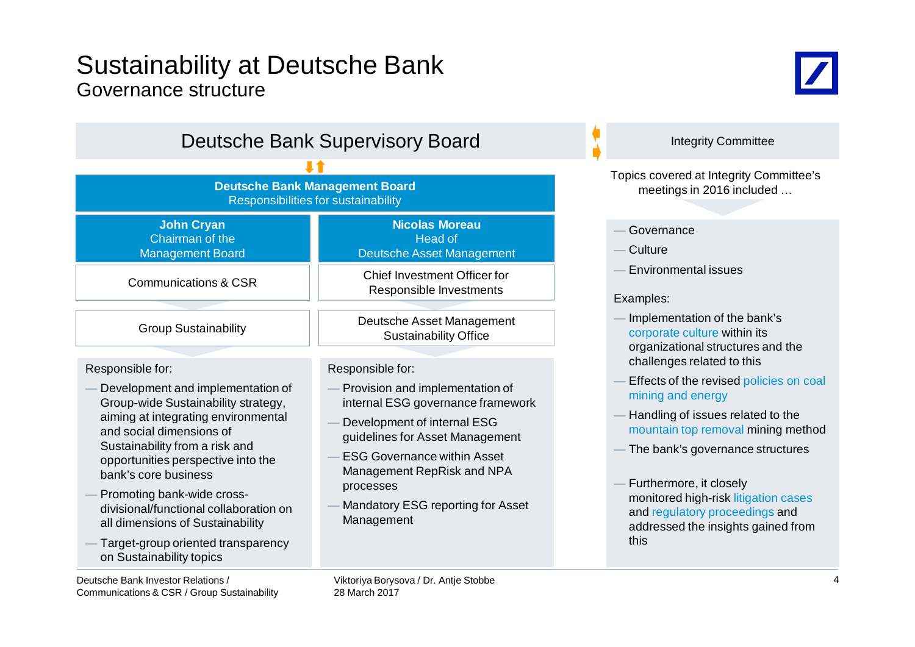# Sustainability at Deutsche Bank

## Governance structure

### Deutsche Bank Supervisory Board

**Deutsche Bank Management Board**
Responsibilities for sustainability

| **John Cryan** Chairman of the Management Board | **Nicolas Moreau** Head of Deutsche Asset Management |
|---|---|
| Communications & CSR | Chief Investment Officer for Responsible Investments |
| Group Sustainability | Deutsche Asset Management Sustainability Office |

**Group Sustainability**

Responsible for:

- Development and implementation of Group-wide Sustainability strategy, aiming at integrating environmental and social dimensions of Sustainability from a risk and opportunities perspective into the bank's core business
- Promoting bank-wide cross-divisional/functional collaboration on all dimensions of Sustainability
- Target-group oriented transparency on Sustainability topics

**Deutsche Asset Management Sustainability Office**

Responsible for:

- Provision and implementation of internal ESG governance framework
- Development of internal ESG guidelines for Asset Management
- ESG Governance within Asset Management RepRisk and NPA processes
- Mandatory ESG reporting for Asset Management

### Integrity Committee

Topics covered at Integrity Committee's meetings in 2016 included …

- Governance
- Culture
- Environmental issues

Examples:

- Implementation of the bank's corporate culture within its organizational structures and the challenges related to this
- Effects of the revised policies on coal mining and energy
- Handling of issues related to the mountain top removal mining method
- The bank's governance structures

- Furthermore, it closely monitored high-risk litigation cases and regulatory proceedings and addressed the insights gained from this

Deutsche Bank Investor Relations / Communications & CSR / Group Sustainability

Viktoriya Borysova / Dr. Antje Stobbe
28 March 2017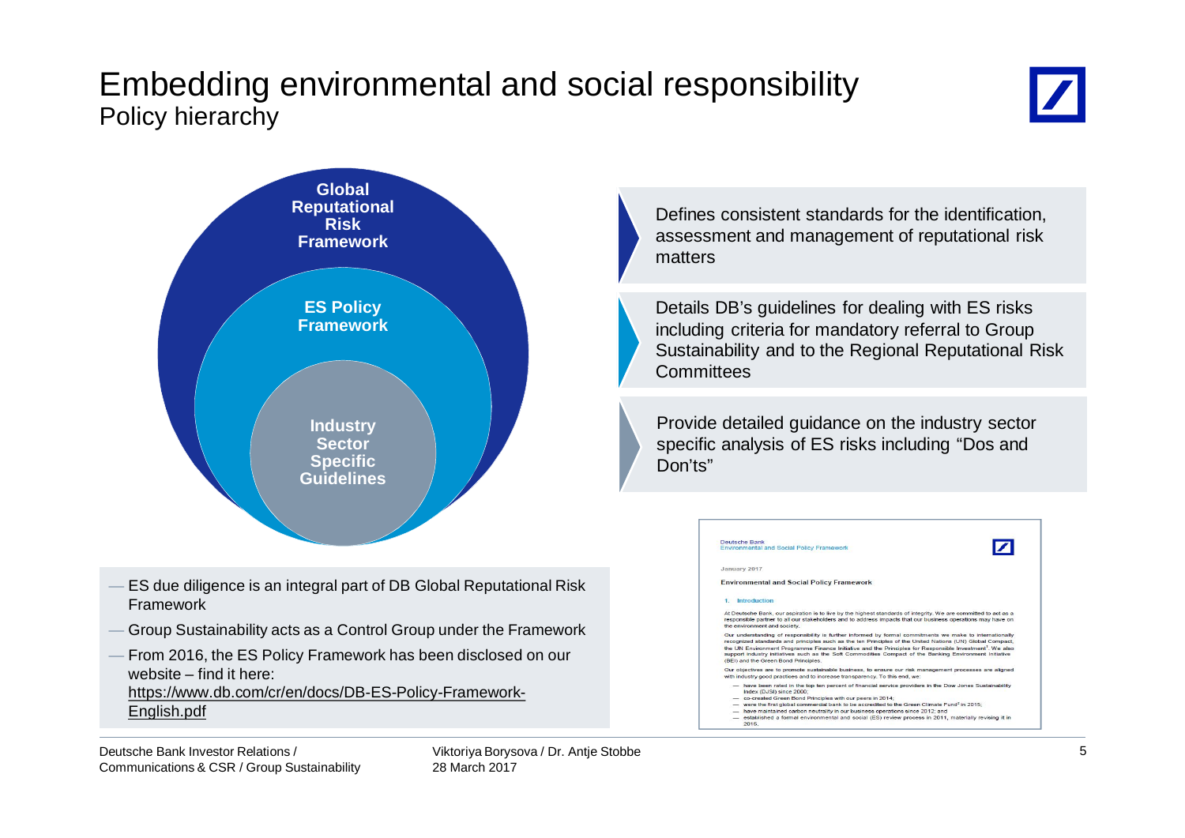# Embedding environmental and social responsibility

## Policy hierarchy

**Global Reputational Risk Framework**

Defines consistent standards for the identification, assessment and management of reputational risk matters

**ES Policy Framework**

Details DB's guidelines for dealing with ES risks including criteria for mandatory referral to Group Sustainability and to the Regional Reputational Risk Committees

**Industry Sector Specific Guidelines**

Provide detailed guidance on the industry sector specific analysis of ES risks including "Dos and Don'ts"

- ES due diligence is an integral part of DB Global Reputational Risk Framework
- Group Sustainability acts as a Control Group under the Framework
- From 2016, the ES Policy Framework has been disclosed on our website – find it here: https://www.db.com/cr/en/docs/DB-ES-Policy-Framework-English.pdf

Deutsche Bank
Environmental and Social Policy Framework

January 2017

Environmental and Social Policy Framework

1. Introduction

At Deutsche Bank, our aspiration is to live by the highest standards of integrity. We are committed to act as a responsible partner to all our stakeholders and to address impacts that our business operations may have on the environment and society.

Our understanding of responsibility is further informed by formal commitments we make to internationally recognized standards and principles such as the ten Principles of the United Nations (UN) Global Compact, the UN Environment Programme Finance Initiative and the Principles for Responsible Investment[1]. We also support industry initiatives such as the Soft Commodities Compact of the Banking Environment Initiative (BEI) and the Green Bond Principles.

Our objectives are to promote sustainable business, to ensure our risk management processes are aligned with industry good practices and to increase transparency. To this end, we:

- have been rated in the top ten percent of financial service providers in the Dow Jones Sustainability Index (DJSI) since 2000;
- co-created Green Bond Principles with our peers in 2014;
- were the first global commercial bank to be accredited to the Green Climate Fund[2] in 2015;
- have maintained carbon neutrality in our business operations since 2012; and
- established a formal environmental and social (ES) review process in 2011, materially revising it in 2016.

Deutsche Bank Investor Relations / Communications & CSR / Group Sustainability

Viktoriya Borysova / Dr. Antje Stobbe
28 March 2017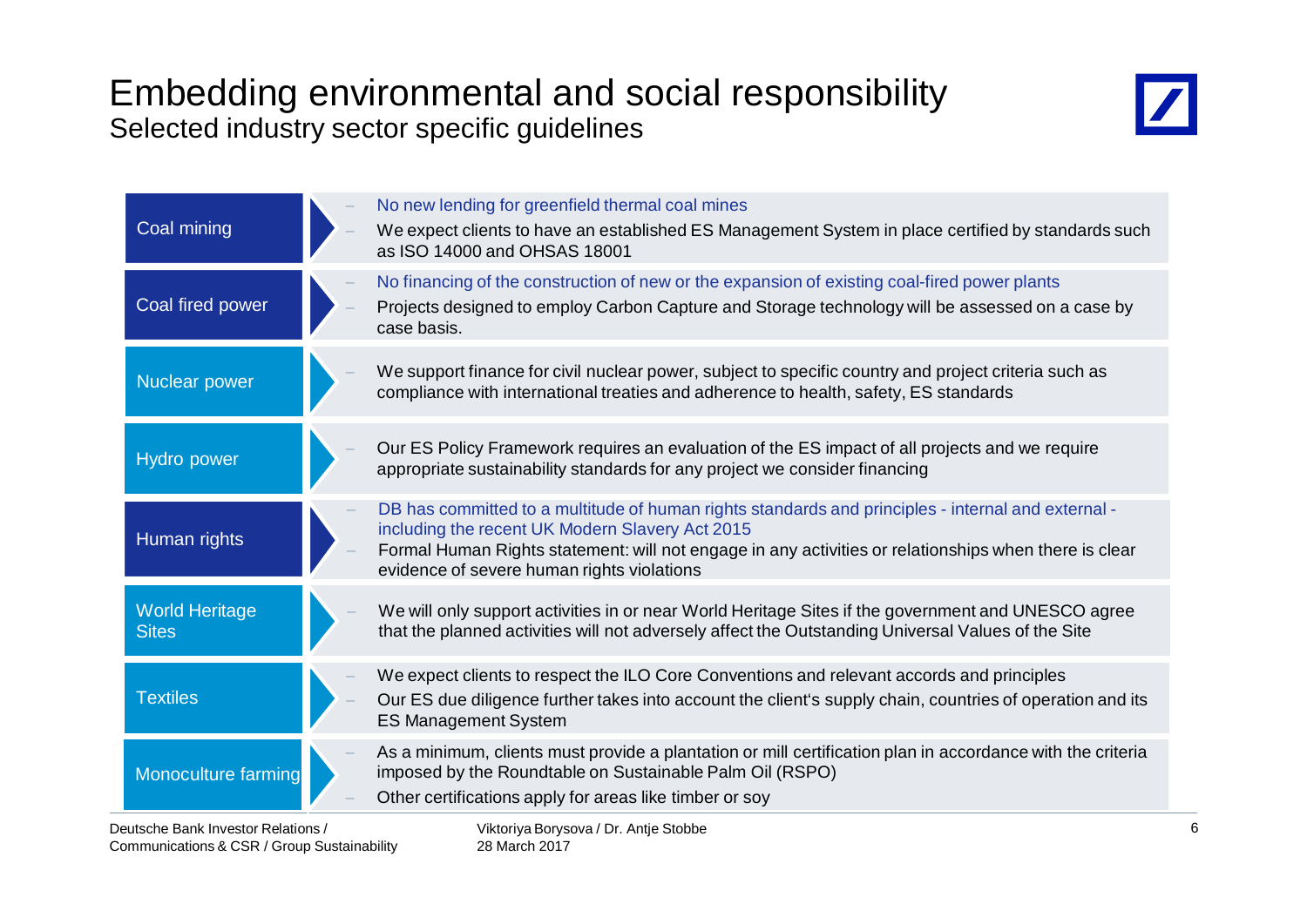# Embedding environmental and social responsibility

## Selected industry sector specific guidelines

| Sector | Guidelines |
| --- | --- |
| Coal mining | – No new lending for greenfield thermal coal mines<br>– We expect clients to have an established ES Management System in place certified by standards such as ISO 14000 and OHSAS 18001 |
| Coal fired power | – No financing of the construction of new or the expansion of existing coal-fired power plants<br>– Projects designed to employ Carbon Capture and Storage technology will be assessed on a case by case basis. |
| Nuclear power | – We support finance for civil nuclear power, subject to specific country and project criteria such as compliance with international treaties and adherence to health, safety, ES standards |
| Hydro power | – Our ES Policy Framework requires an evaluation of the ES impact of all projects and we require appropriate sustainability standards for any project we consider financing |
| Human rights | – DB has committed to a multitude of human rights standards and principles - internal and external - including the recent UK Modern Slavery Act 2015<br>– Formal Human Rights statement: will not engage in any activities or relationships when there is clear evidence of severe human rights violations |
| World Heritage Sites | – We will only support activities in or near World Heritage Sites if the government and UNESCO agree that the planned activities will not adversely affect the Outstanding Universal Values of the Site |
| Textiles | – We expect clients to respect the ILO Core Conventions and relevant accords and principles<br>– Our ES due diligence further takes into account the client's supply chain, countries of operation and its ES Management System |
| Monoculture farming | – As a minimum, clients must provide a plantation or mill certification plan in accordance with the criteria imposed by the Roundtable on Sustainable Palm Oil (RSPO)<br>– Other certifications apply for areas like timber or soy |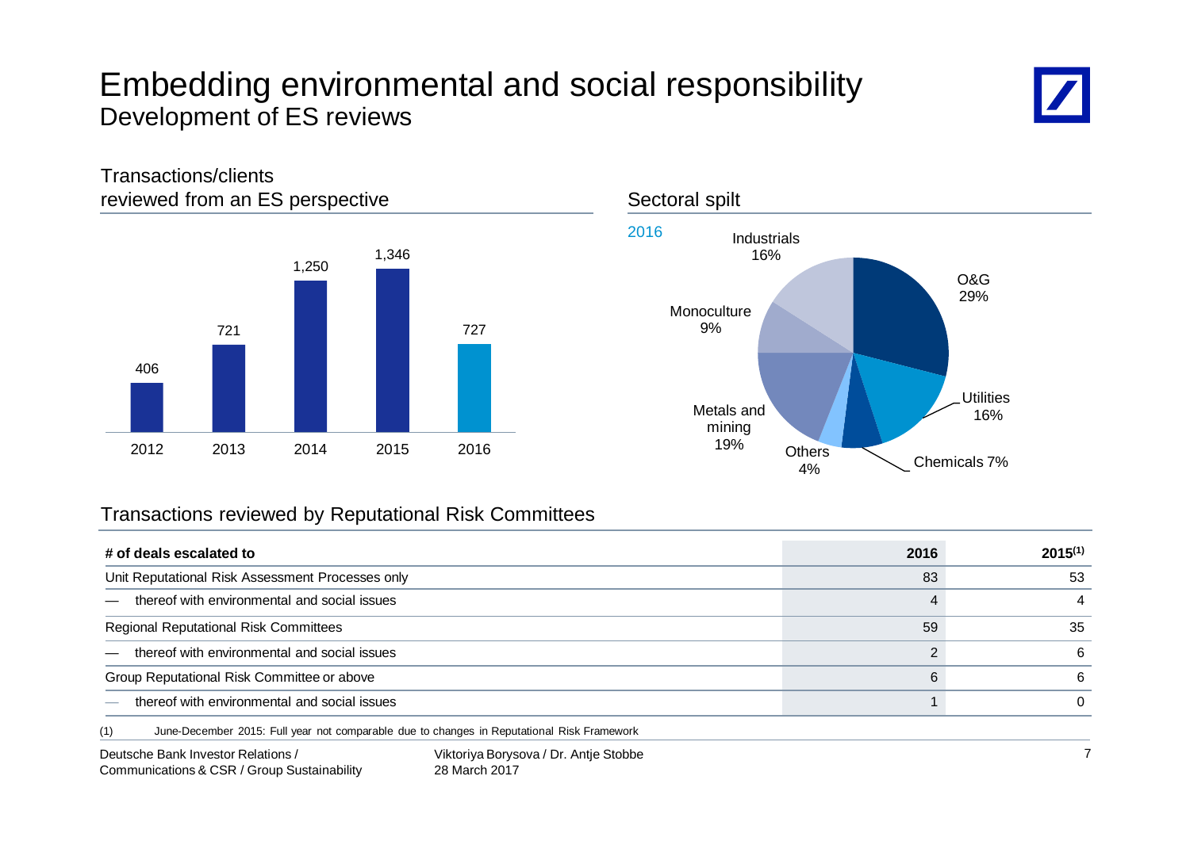# Embedding environmental and social responsibility

## Development of ES reviews

### Transactions/clients reviewed from an ES perspective

| Year | Transactions/clients |
|---|---|
| 2012 | 406 |
| 2013 | 721 |
| 2014 | 1,250 |
| 2015 | 1,346 |
| 2016 | 727 |

### Sectoral spilt

2016

| Sector | Share |
|---|---|
| O&G | 29% |
| Utilities | 16% |
| Chemicals | 7% |
| Others | 4% |
| Metals and mining | 19% |
| Monoculture | 9% |
| Industrials | 16% |

### Transactions reviewed by Reputational Risk Committees

| **# of deals escalated to** | **2016** | **2015(1)** |
|---|---|---|
| Unit Reputational Risk Assessment Processes only | 83 | 53 |
| — thereof with environmental and social issues | 4 | 4 |
| Regional Reputational Risk Committees | 59 | 35 |
| — thereof with environmental and social issues | 2 | 6 |
| Group Reputational Risk Committee or above | 6 | 6 |
| — thereof with environmental and social issues | 1 | 0 |

(1) June-December 2015: Full year not comparable due to changes in Reputational Risk Framework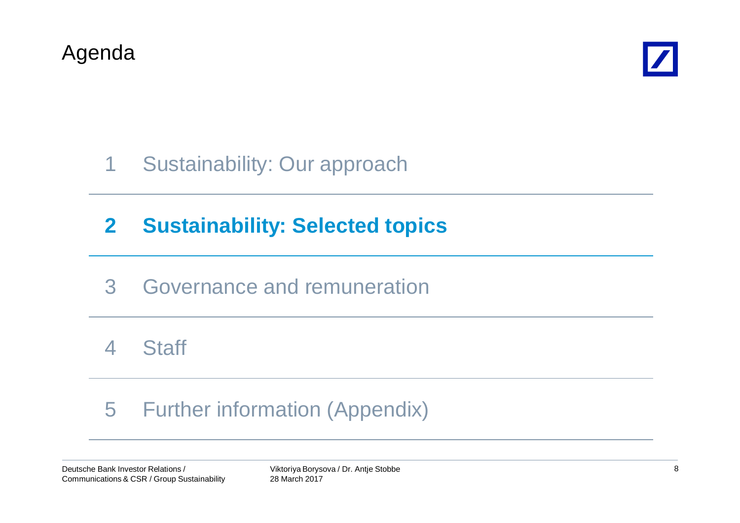# Agenda

1 Sustainability: Our approach

**2 Sustainability: Selected topics**

3 Governance and remuneration

4 Staff

5 Further information (Appendix)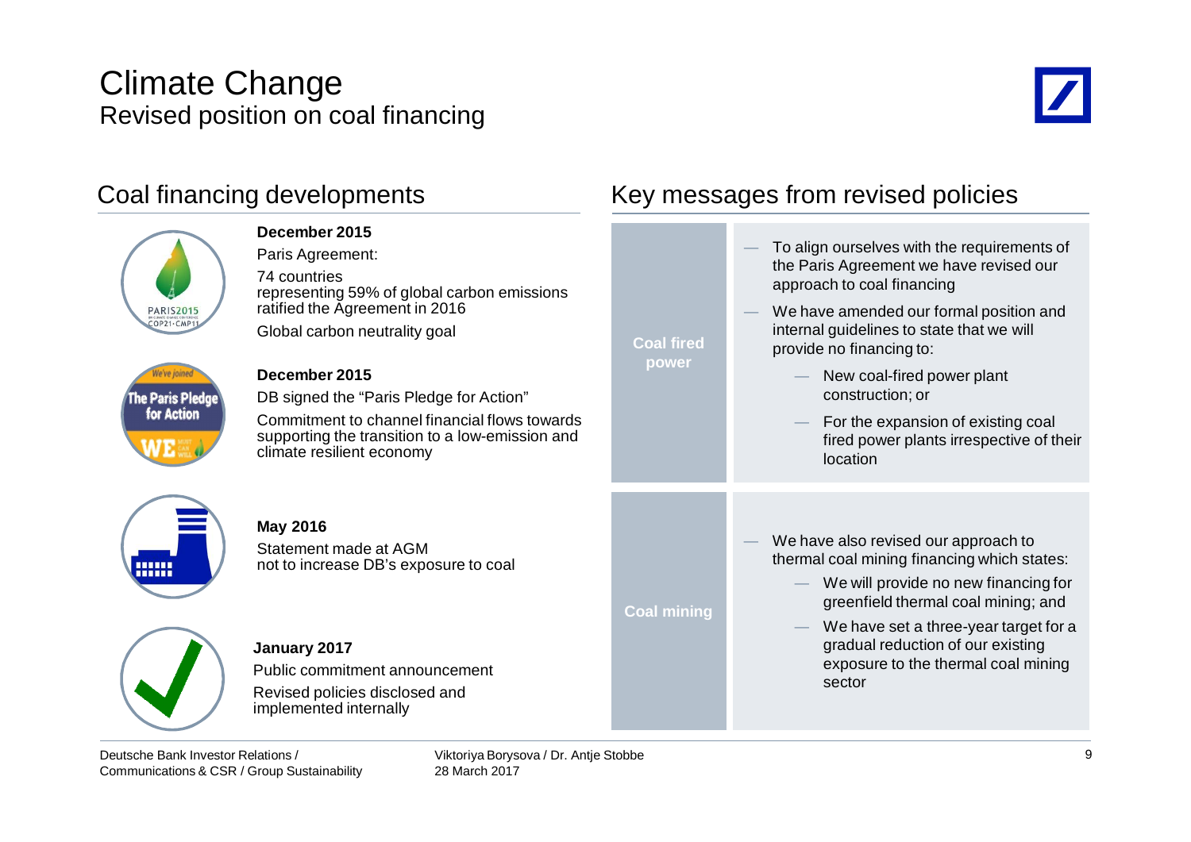# Climate Change
## Revised position on coal financing

### Coal financing developments

**December 2015**

Paris Agreement:

74 countries representing 59% of global carbon emissions ratified the Agreement in 2016

Global carbon neutrality goal

**December 2015**

DB signed the "Paris Pledge for Action"

Commitment to channel financial flows towards supporting the transition to a low-emission and climate resilient economy

**May 2016**

Statement made at AGM not to increase DB's exposure to coal

**January 2017**

Public commitment announcement

Revised policies disclosed and implemented internally

### Key messages from revised policies

**Coal fired power**

- To align ourselves with the requirements of the Paris Agreement we have revised our approach to coal financing
- We have amended our formal position and internal guidelines to state that we will provide no financing to:
  - New coal-fired power plant construction; or
  - For the expansion of existing coal fired power plants irrespective of their location

**Coal mining**

- We have also revised our approach to thermal coal mining financing which states:
  - We will provide no new financing for greenfield thermal coal mining; and
  - We have set a three-year target for a gradual reduction of our existing exposure to the thermal coal mining sector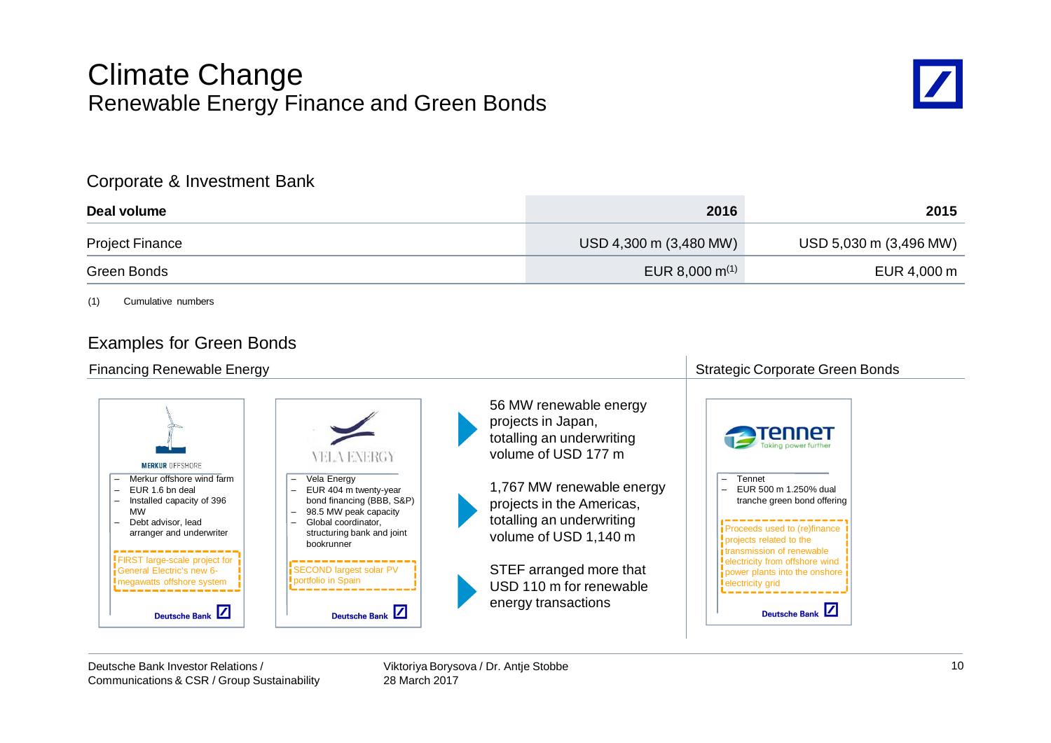# Climate Change

## Renewable Energy Finance and Green Bonds

### Corporate & Investment Bank

| Deal volume | 2016 | 2015 |
|---|---|---|
| Project Finance | USD 4,300 m (3,480 MW) | USD 5,030 m (3,496 MW) |
| Green Bonds | EUR 8,000 m[(1)] | EUR 4,000 m |

(1) Cumulative numbers

### Examples for Green Bonds

#### Financing Renewable Energy

**MERKUR OFFSHORE**

- Merkur offshore wind farm
- EUR 1.6 bn deal
- Installed capacity of 396 MW
- Debt advisor, lead arranger and underwriter

FIRST large-scale project for General Electric's new 6-megawatts offshore system

Deutsche Bank

**VELA ENERGY**

- Vela Energy
- EUR 404 m twenty-year bond financing (BBB, S&P)
- 98.5 MW peak capacity
- Global coordinator, structuring bank and joint bookrunner

SECOND largest solar PV portfolio in Spain

Deutsche Bank

- 56 MW renewable energy projects in Japan, totalling an underwriting volume of USD 177 m
- 1,767 MW renewable energy projects in the Americas, totalling an underwriting volume of USD 1,140 m
- STEF arranged more that USD 110 m for renewable energy transactions

#### Strategic Corporate Green Bonds

**TenneT** – Taking power further

- Tennet
- EUR 500 m 1.250% dual tranche green bond offering

Proceeds used to (re)finance projects related to the transmission of renewable electricity from offshore wind power plants into the onshore electricity grid

Deutsche Bank

Deutsche Bank Investor Relations / Communications & CSR / Group Sustainability

Viktoriya Borysova / Dr. Antje Stobbe
28 March 2017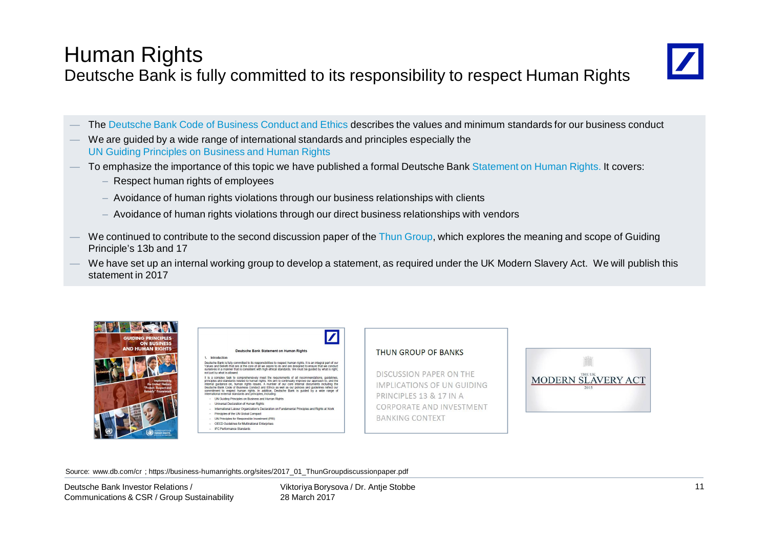# Human Rights

## Deutsche Bank is fully committed to its responsibility to respect Human Rights

- The Deutsche Bank Code of Business Conduct and Ethics describes the values and minimum standards for our business conduct
- We are guided by a wide range of international standards and principles especially the UN Guiding Principles on Business and Human Rights
- To emphasize the importance of this topic we have published a formal Deutsche Bank Statement on Human Rights. It covers:
  - Respect human rights of employees
  - Avoidance of human rights violations through our business relationships with clients
  - Avoidance of human rights violations through our direct business relationships with vendors
- We continued to contribute to the second discussion paper of the Thun Group, which explores the meaning and scope of Guiding Principle's 13b and 17
- We have set up an internal working group to develop a statement, as required under the UK Modern Slavery Act. We will publish this statement in 2017

Source: www.db.com/cr ; https://business-humanrights.org/sites/2017_01_ThunGroupdiscussionpaper.pdf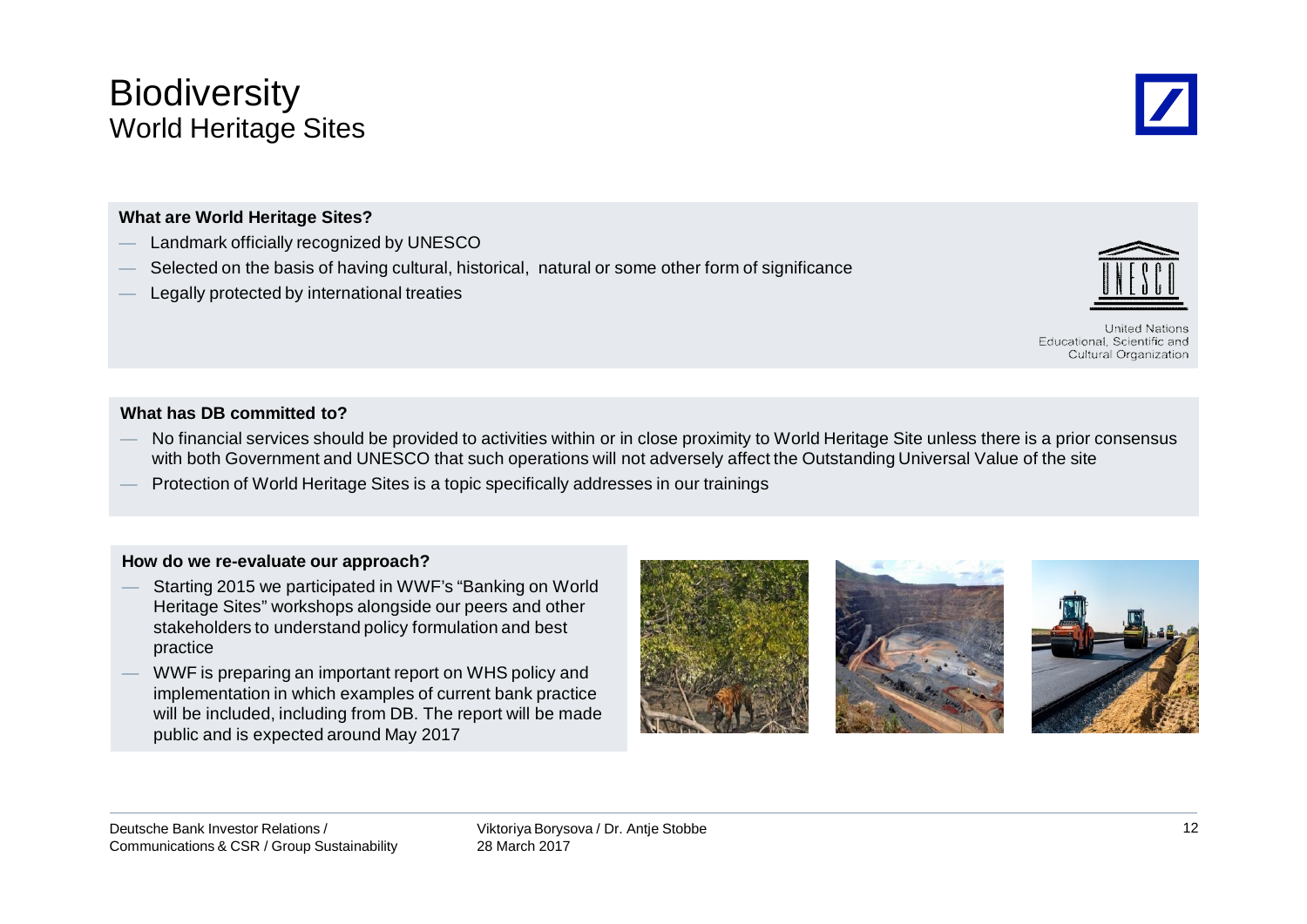# Biodiversity

## World Heritage Sites

**What are World Heritage Sites?**

- Landmark officially recognized by UNESCO
- Selected on the basis of having cultural, historical, natural or some other form of significance
- Legally protected by international treaties

United Nations Educational, Scientific and Cultural Organization

**What has DB committed to?**

- No financial services should be provided to activities within or in close proximity to World Heritage Site unless there is a prior consensus with both Government and UNESCO that such operations will not adversely affect the Outstanding Universal Value of the site
- Protection of World Heritage Sites is a topic specifically addresses in our trainings

**How do we re-evaluate our approach?**

- Starting 2015 we participated in WWF's "Banking on World Heritage Sites" workshops alongside our peers and other stakeholders to understand policy formulation and best practice
- WWF is preparing an important report on WHS policy and implementation in which examples of current bank practice will be included, including from DB. The report will be made public and is expected around May 2017

Deutsche Bank Investor Relations / Communications & CSR / Group Sustainability

Viktoriya Borysova / Dr. Antje Stobbe
28 March 2017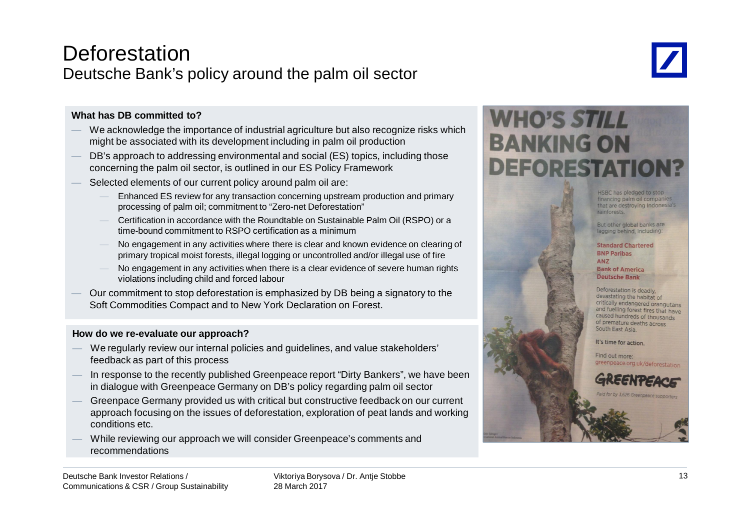# Deforestation

## Deutsche Bank's policy around the palm oil sector

**What has DB committed to?**

- We acknowledge the importance of industrial agriculture but also recognize risks which might be associated with its development including in palm oil production
- DB's approach to addressing environmental and social (ES) topics, including those concerning the palm oil sector, is outlined in our ES Policy Framework
- Selected elements of our current policy around palm oil are:
  - Enhanced ES review for any transaction concerning upstream production and primary processing of palm oil; commitment to "Zero-net Deforestation"
  - Certification in accordance with the Roundtable on Sustainable Palm Oil (RSPO) or a time-bound commitment to RSPO certification as a minimum
  - No engagement in any activities where there is clear and known evidence on clearing of primary tropical moist forests, illegal logging or uncontrolled and/or illegal use of fire
  - No engagement in any activities when there is a clear evidence of severe human rights violations including child and forced labour
- Our commitment to stop deforestation is emphasized by DB being a signatory to the Soft Commodities Compact and to New York Declaration on Forest.

**How do we re-evaluate our approach?**

- We regularly review our internal policies and guidelines, and value stakeholders' feedback as part of this process
- In response to the recently published Greenpeace report "Dirty Bankers", we have been in dialogue with Greenpeace Germany on DB's policy regarding palm oil sector
- Greenpace Germany provided us with critical but constructive feedback on our current approach focusing on the issues of deforestation, exploration of peat lands and working conditions etc.
- While reviewing our approach we will consider Greenpeace's comments and recommendations

**WHO'S STILL BANKING ON DEFORESTATION?**

HSBC has pledged to stop financing palm oil companies that are destroying Indonesia's rainforests.

But other global banks are lagging behind, including:

Standard Chartered
BNP Paribas
ANZ
Bank of America
Deutsche Bank

Deforestation is deadly, devastating the habitat of critically endangered orangutans and fuelling forest fires that have caused hundreds of thousands of premature deaths across South East Asia.

It's time for action.

Find out more: greenpeace.org.uk/deforestation

GREENPEACE

Paid for by 3,626 Greenpeace supporters

Deutsche Bank Investor Relations / Communications & CSR / Group Sustainability

Viktoriya Borysova / Dr. Antje Stobbe
28 March 2017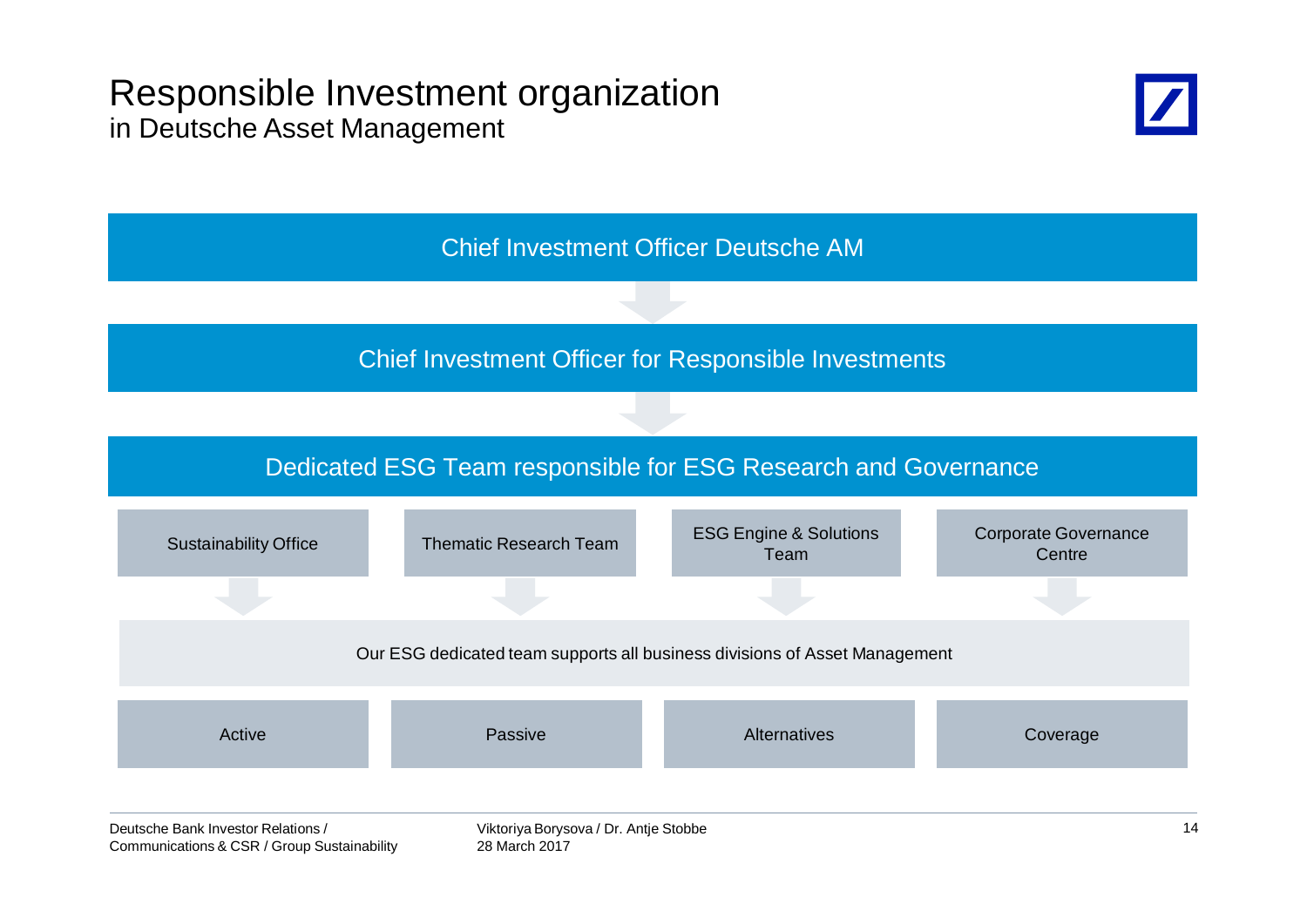# Responsible Investment organization

## in Deutsche Asset Management

Chief Investment Officer Deutsche AM

↓

Chief Investment Officer for Responsible Investments

↓

Dedicated ESG Team responsible for ESG Research and Governance

- Sustainability Office
- Thematic Research Team
- ESG Engine & Solutions Team
- Corporate Governance Centre

↓

Our ESG dedicated team supports all business divisions of Asset Management

- Active
- Passive
- Alternatives
- Coverage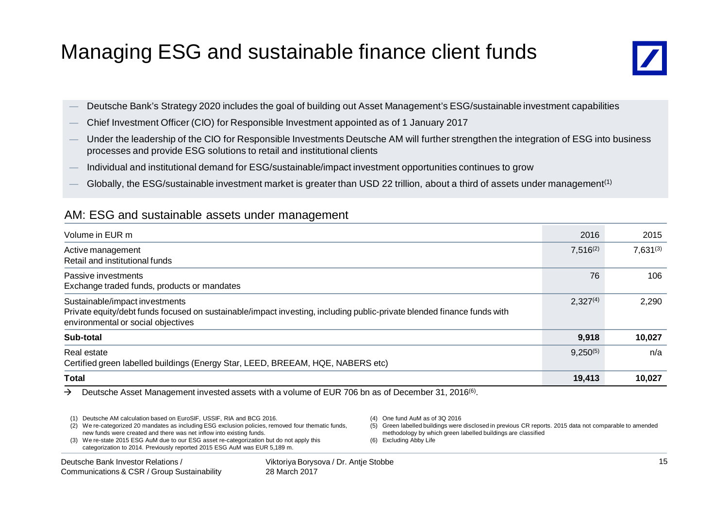# Managing ESG and sustainable finance client funds

- Deutsche Bank's Strategy 2020 includes the goal of building out Asset Management's ESG/sustainable investment capabilities
- Chief Investment Officer (CIO) for Responsible Investment appointed as of 1 January 2017
- Under the leadership of the CIO for Responsible Investments Deutsche AM will further strengthen the integration of ESG into business processes and provide ESG solutions to retail and institutional clients
- Individual and institutional demand for ESG/sustainable/impact investment opportunities continues to grow
- Globally, the ESG/sustainable investment market is greater than USD 22 trillion, about a third of assets under management[1]

## AM: ESG and sustainable assets under management

| Volume in EUR m | 2016 | 2015 |
|---|---|---|
| Active management<br>Retail and institutional funds | 7,516[2] | 7,631[3] |
| Passive investments<br>Exchange traded funds, products or mandates | 76 | 106 |
| Sustainable/impact investments<br>Private equity/debt funds focused on sustainable/impact investing, including public-private blended finance funds with environmental or social objectives | 2,327[4] | 2,290 |
| **Sub-total** | **9,918** | **10,027** |
| Real estate<br>Certified green labelled buildings (Energy Star, LEED, BREEAM, HQE, NABERS etc) | 9,250[5] | n/a |
| **Total** | **19,413** | **10,027** |

→ Deutsche Asset Management invested assets with a volume of EUR 706 bn as of December 31, 2016[6].

(1) Deutsche AM calculation based on EuroSIF, USSIF, RIA and BCG 2016.
(2) We re-categorized 20 mandates as including ESG exclusion policies, removed four thematic funds, new funds were created and there was net inflow into existing funds.
(3) We re-state 2015 ESG AuM due to our ESG asset re-categorization but do not apply this categorization to 2014. Previously reported 2015 ESG AuM was EUR 5,189 m.
(4) One fund AuM as of 3Q 2016
(5) Green labelled buildings were disclosed in previous CR reports. 2015 data not comparable to amended methodology by which green labelled buildings are classified
(6) Excluding Abby Life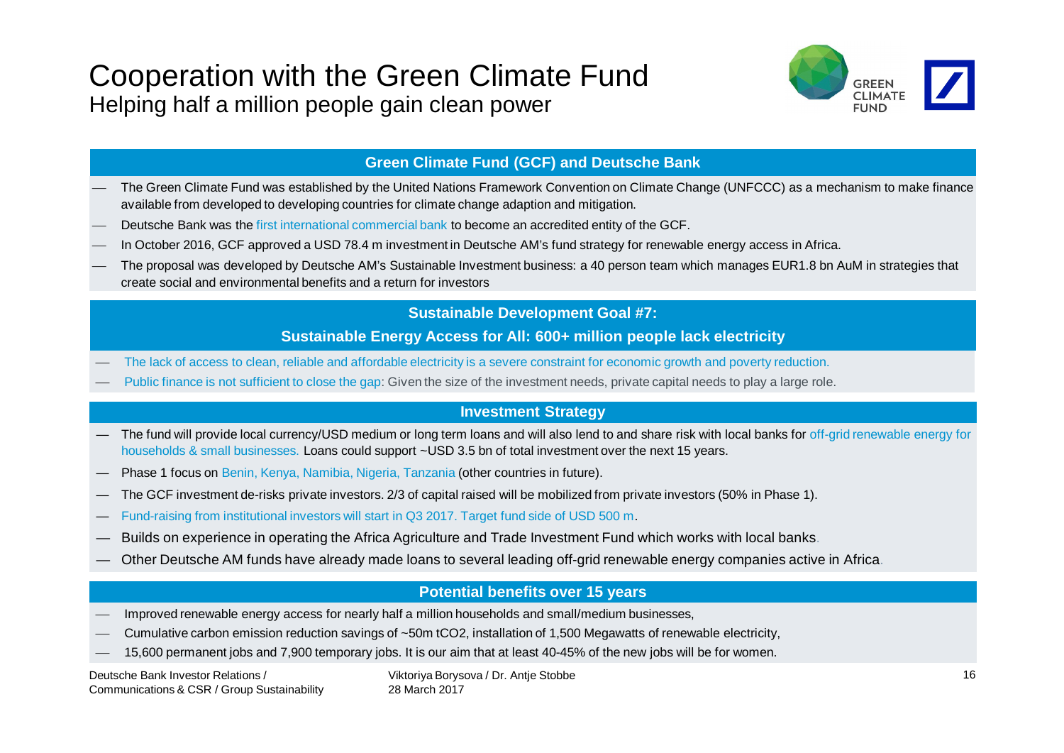# Cooperation with the Green Climate Fund

Helping half a million people gain clean power

## Green Climate Fund (GCF) and Deutsche Bank

- The Green Climate Fund was established by the United Nations Framework Convention on Climate Change (UNFCCC) as a mechanism to make finance available from developed to developing countries for climate change adaption and mitigation.
- Deutsche Bank was the first international commercial bank to become an accredited entity of the GCF.
- In October 2016, GCF approved a USD 78.4 m investment in Deutsche AM's fund strategy for renewable energy access in Africa.
- The proposal was developed by Deutsche AM's Sustainable Investment business: a 40 person team which manages EUR1.8 bn AuM in strategies that create social and environmental benefits and a return for investors

## Sustainable Development Goal #7:

## Sustainable Energy Access for All: 600+ million people lack electricity

- The lack of access to clean, reliable and affordable electricity is a severe constraint for economic growth and poverty reduction.
- Public finance is not sufficient to close the gap: Given the size of the investment needs, private capital needs to play a large role.

## Investment Strategy

- The fund will provide local currency/USD medium or long term loans and will also lend to and share risk with local banks for off-grid renewable energy for households & small businesses. Loans could support ~USD 3.5 bn of total investment over the next 15 years.
- Phase 1 focus on Benin, Kenya, Namibia, Nigeria, Tanzania (other countries in future).
- The GCF investment de-risks private investors. 2/3 of capital raised will be mobilized from private investors (50% in Phase 1).
- Fund-raising from institutional investors will start in Q3 2017. Target fund side of USD 500 m.
- Builds on experience in operating the Africa Agriculture and Trade Investment Fund which works with local banks.
- Other Deutsche AM funds have already made loans to several leading off-grid renewable energy companies active in Africa.

## Potential benefits over 15 years

- Improved renewable energy access for nearly half a million households and small/medium businesses,
- Cumulative carbon emission reduction savings of ~50m $tCO_2$, installation of 1,500 Megawatts of renewable electricity,
- 15,600 permanent jobs and 7,900 temporary jobs. It is our aim that at least 40-45% of the new jobs will be for women.

Deutsche Bank Investor Relations / Communications & CSR / Group Sustainability

Viktoriya Borysova / Dr. Antje Stobbe
28 March 2017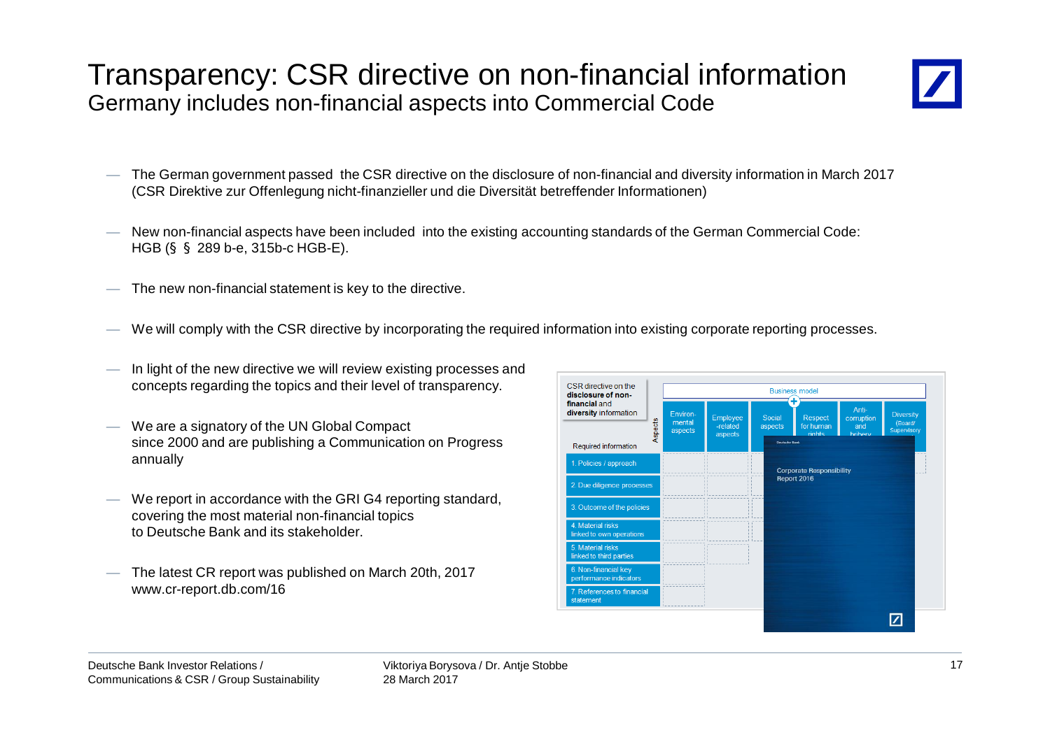# Transparency: CSR directive on non-financial information

## Germany includes non-financial aspects into Commercial Code

- The German government passed the CSR directive on the disclosure of non-financial and diversity information in March 2017 (CSR Direktive zur Offenlegung nicht-finanzieller und die Diversität betreffender Informationen)
- New non-financial aspects have been included into the existing accounting standards of the German Commercial Code: HGB (§ § 289 b-e, 315b-c HGB-E).
- The new non-financial statement is key to the directive.
- We will comply with the CSR directive by incorporating the required information into existing corporate reporting processes.
- In light of the new directive we will review existing processes and concepts regarding the topics and their level of transparency.
- We are a signatory of the UN Global Compact since 2000 and are publishing a Communication on Progress annually
- We report in accordance with the GRI G4 reporting standard, covering the most material non-financial topics to Deutsche Bank and its stakeholder.
- The latest CR report was published on March 20th, 2017 www.cr-report.db.com/16

CSR directive on the **disclosure of non-financial** and **diversity** information

| Required information | Business model | | | | | |
|---|---|---|---|---|---|---|
| Aspects | Environ-mental aspects | Employee-related aspects | Social aspects | Respect for human rights | Anti-corruption and bribery | Diversity (Board/ Supervisory |
| 1. Policies / approach | | | | | | |
| 2. Due diligence processes | | | | | | |
| 3. Outcome of the policies | | | | | | |
| 4. Material risks linked to own operations | | | | | | |
| 5. Material risks linked to third parties | | | | | | |
| 6. Non-financial key performance indicators | | | | | | |
| 7. References to financial statement | | | | | | |

Deutsche Bank

Corporate Responsibility Report 2016

Deutsche Bank Investor Relations / Communications & CSR / Group Sustainability

Viktoriya Borysova / Dr. Antje Stobbe
28 March 2017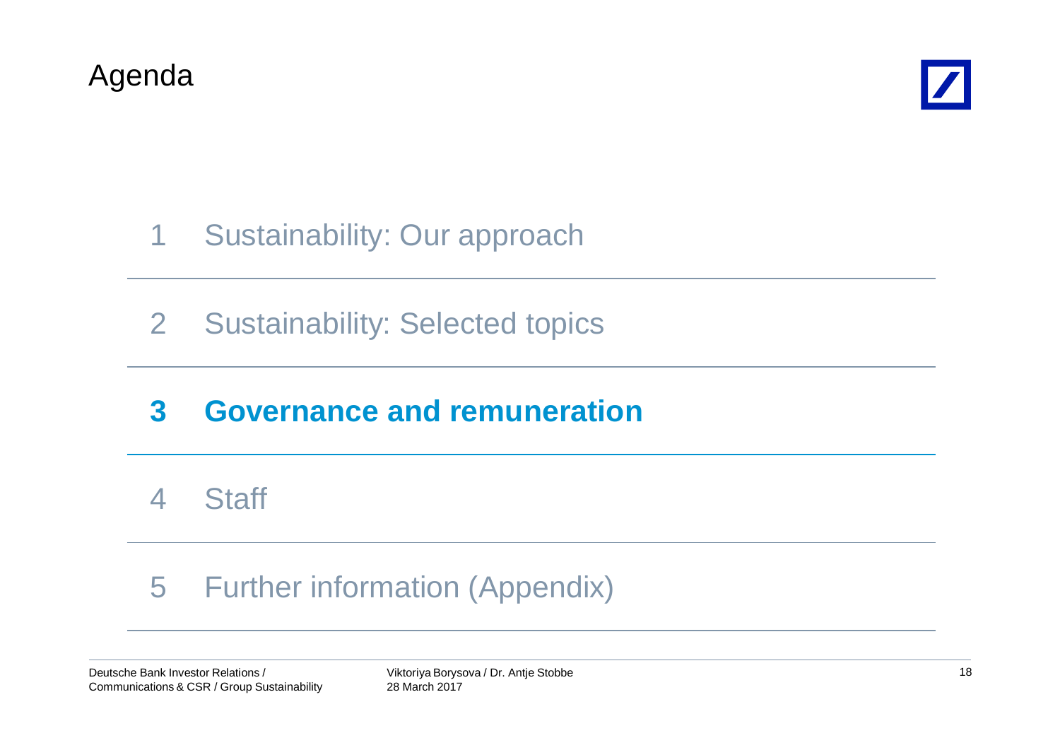# Agenda

1 Sustainability: Our approach

2 Sustainability: Selected topics

**3 Governance and remuneration**

4 Staff

5 Further information (Appendix)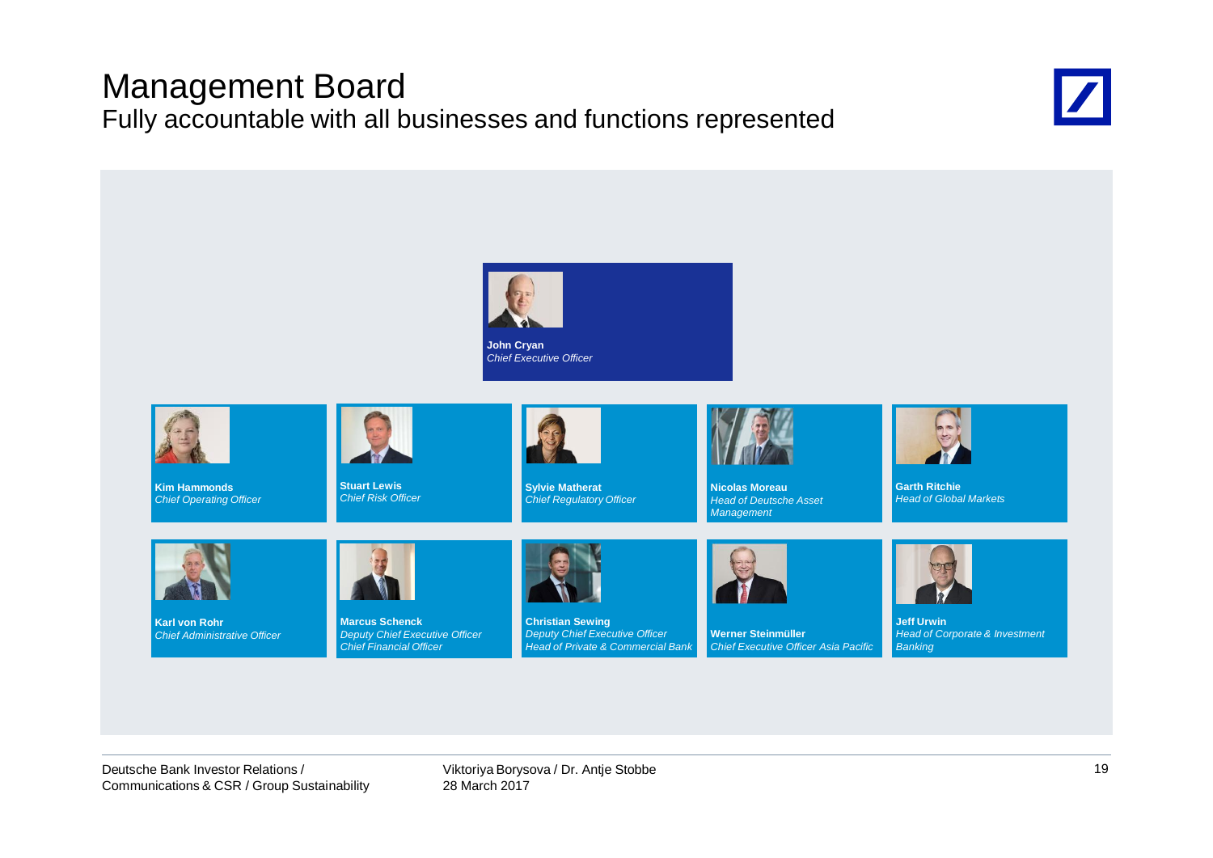# Management Board

## Fully accountable with all businesses and functions represented

**John Cryan**
*Chief Executive Officer*

**Kim Hammonds**
*Chief Operating Officer*

**Stuart Lewis**
*Chief Risk Officer*

**Sylvie Matherat**
*Chief Regulatory Officer*

**Nicolas Moreau**
*Head of Deutsche Asset Management*

**Garth Ritchie**
*Head of Global Markets*

**Karl von Rohr**
*Chief Administrative Officer*

**Marcus Schenck**
*Deputy Chief Executive Officer*
*Chief Financial Officer*

**Christian Sewing**
*Deputy Chief Executive Officer*
*Head of Private & Commercial Bank*

**Werner Steinmüller**
*Chief Executive Officer Asia Pacific*

**Jeff Urwin**
*Head of Corporate & Investment Banking*

Deutsche Bank Investor Relations / Communications & CSR / Group Sustainability

Viktoriya Borysova / Dr. Antje Stobbe
28 March 2017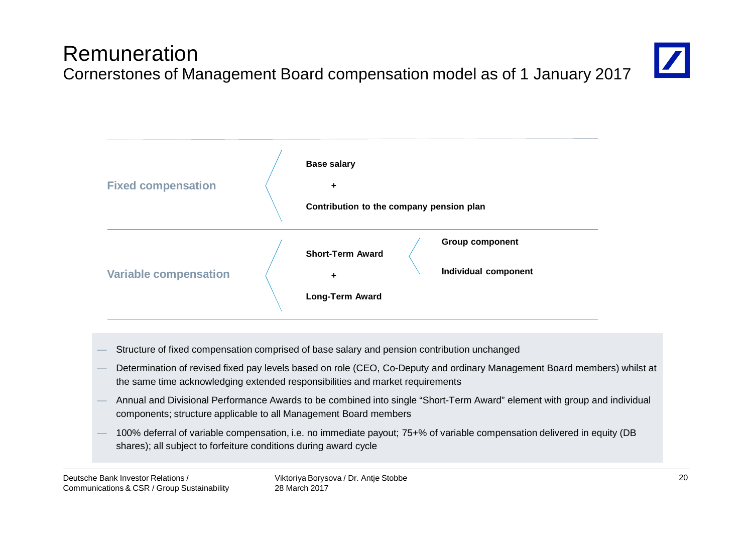# Remuneration

## Cornerstones of Management Board compensation model as of 1 January 2017

| | | |
|---|---|---|
| **Fixed compensation** | **Base salary** + **Contribution to the company pension plan** | |
| **Variable compensation** | **Short-Term Award** | **Group component**<br>**Individual component** |
| | + **Long-Term Award** | |

- Structure of fixed compensation comprised of base salary and pension contribution unchanged
- Determination of revised fixed pay levels based on role (CEO, Co-Deputy and ordinary Management Board members) whilst at the same time acknowledging extended responsibilities and market requirements
- Annual and Divisional Performance Awards to be combined into single "Short-Term Award" element with group and individual components; structure applicable to all Management Board members
- 100% deferral of variable compensation, i.e. no immediate payout; 75+% of variable compensation delivered in equity (DB shares); all subject to forfeiture conditions during award cycle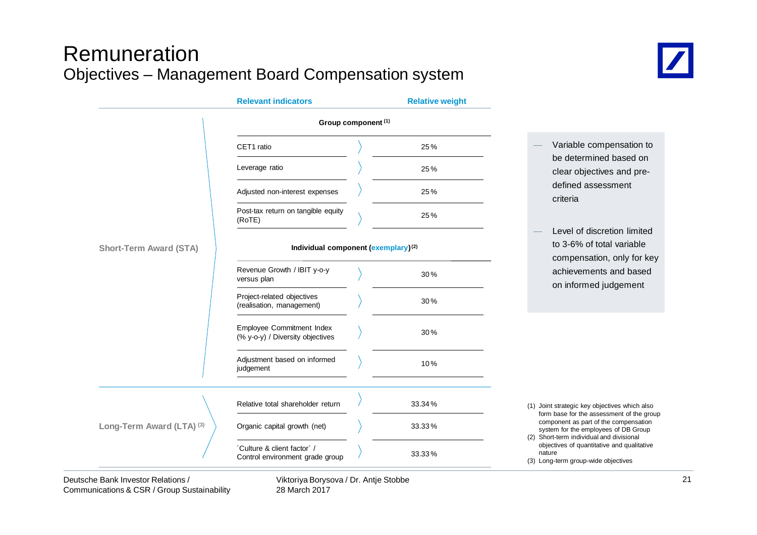# Remuneration

## Objectives – Management Board Compensation system

| | Relevant indicators | Relative weight |
|---|---|---|
| Short-Term Award (STA) | **Group component** [1] | |
| | CET1 ratio | 25% |
| | Leverage ratio | 25% |
| | Adjusted non-interest expenses | 25% |
| | Post-tax return on tangible equity (RoTE) | 25% |
| | **Individual component (exemplary)** [2] | |
| | Revenue Growth / IBIT y-o-y versus plan | 30% |
| | Project-related objectives (realisation, management) | 30% |
| | Employee Commitment Index (% y-o-y) / Diversity objectives | 30% |
| | Adjustment based on informed judgement | 10% |
| Long-Term Award (LTA) [3] | Relative total shareholder return | 33.34% |
| | Organic capital growth (net) | 33.33% |
| | ´Culture & client factor´ / Control environment grade group | 33.33% |

- Variable compensation to be determined based on clear objectives and pre-defined assessment criteria
- Level of discretion limited to 3-6% of total variable compensation, only for key achievements and based on informed judgement

(1) Joint strategic key objectives which also form base for the assessment of the group component as part of the compensation system for the employees of DB Group
(2) Short-term individual and divisional objectives of quantitative and qualitative nature
(3) Long-term group-wide objectives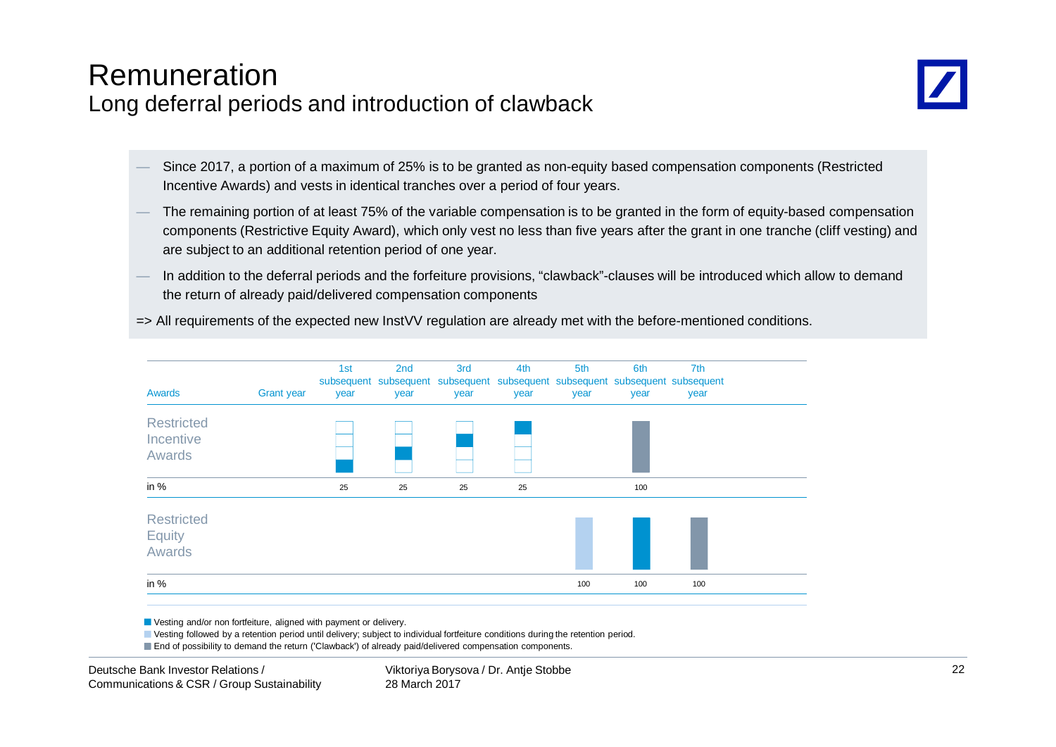# Remuneration

## Long deferral periods and introduction of clawback

- Since 2017, a portion of a maximum of 25% is to be granted as non-equity based compensation components (Restricted Incentive Awards) and vests in identical tranches over a period of four years.
- The remaining portion of at least 75% of the variable compensation is to be granted in the form of equity-based compensation components (Restrictive Equity Award), which only vest no less than five years after the grant in one tranche (cliff vesting) and are subject to an additional retention period of one year.
- In addition to the deferral periods and the forfeiture provisions, "clawback"-clauses will be introduced which allow to demand the return of already paid/delivered compensation components

=> All requirements of the expected new InstVV regulation are already met with the before-mentioned conditions.

| Awards | Grant year | 1st subsequent year | 2nd subsequent year | 3rd subsequent year | 4th subsequent year | 5th subsequent year | 6th subsequent year | 7th subsequent year |
|---|---|---|---|---|---|---|---|---|
| Restricted Incentive Awards in % | | 25 | 25 | 25 | 25 | | 100 | |
| Restricted Equity Awards in % | | | | | | 100 | 100 | 100 |

- Vesting and/or non fortfeiture, aligned with payment or delivery.
- Vesting followed by a retention period until delivery; subject to individual fortfeiture conditions during the retention period.
- End of possibility to demand the return ('Clawback') of already paid/delivered compensation components.

Deutsche Bank Investor Relations / Communications & CSR / Group Sustainability

Viktoriya Borysova / Dr. Antje Stobbe
28 March 2017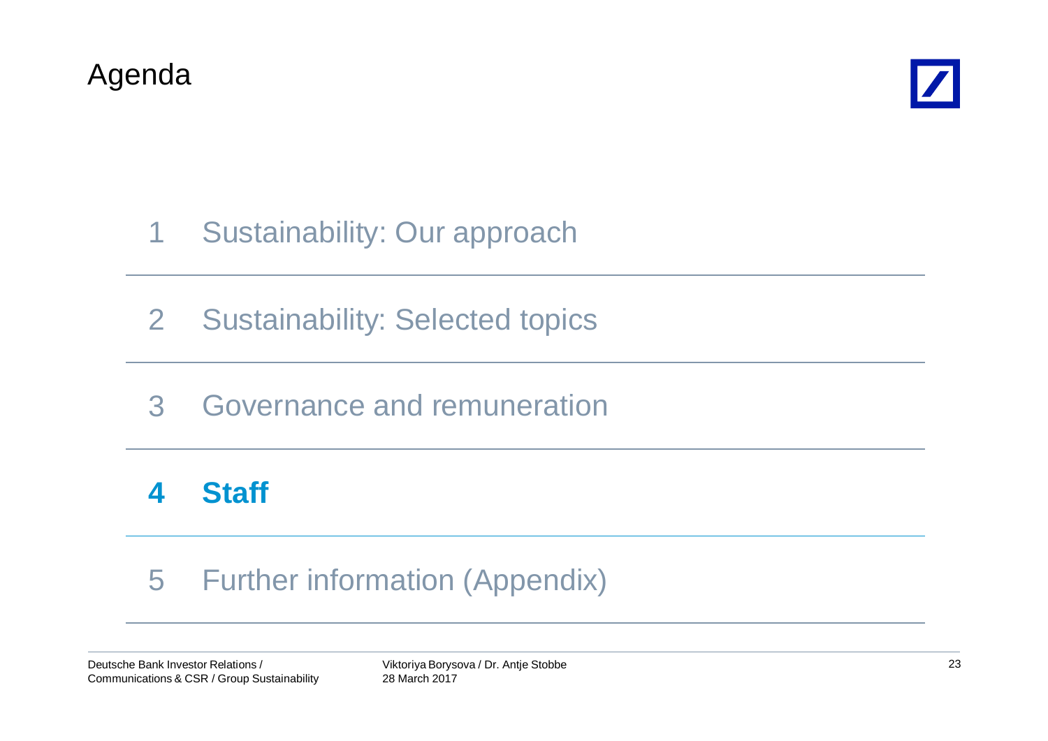# Agenda

1 Sustainability: Our approach

2 Sustainability: Selected topics

3 Governance and remuneration

**4 Staff**

5 Further information (Appendix)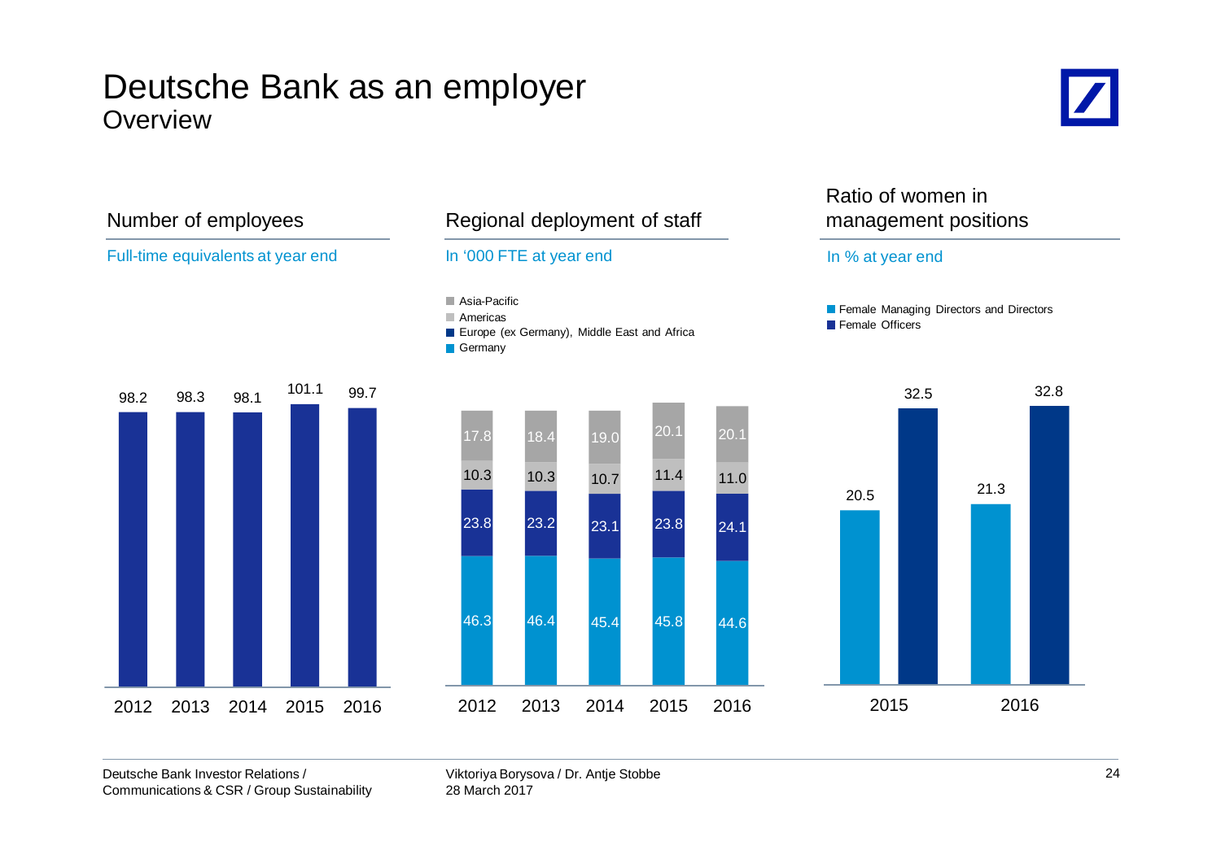# Deutsche Bank as an employer

## Overview

### Number of employees

Full-time equivalents at year end

| Year | FTE ('000) |
|---|---|
| 2012 | 98.2 |
| 2013 | 98.3 |
| 2014 | 98.1 |
| 2015 | 101.1 |
| 2016 | 99.7 |

### Regional deployment of staff

In '000 FTE at year end

| Region | 2012 | 2013 | 2014 | 2015 | 2016 |
|---|---|---|---|---|---|
| Asia-Pacific | 17.8 | 18.4 | 19.0 | 20.1 | 20.1 |
| Americas | 10.3 | 10.3 | 10.7 | 11.4 | 11.0 |
| Europe (ex Germany), Middle East and Africa | 23.8 | 23.2 | 23.1 | 23.8 | 24.1 |
| Germany | 46.3 | 46.4 | 45.4 | 45.8 | 44.6 |

### Ratio of women in management positions

In % at year end

| | 2015 | 2016 |
|---|---|---|
| Female Managing Directors and Directors | 20.5 | 21.3 |
| Female Officers | 32.5 | 32.8 |

Deutsche Bank Investor Relations / Communications & CSR / Group Sustainability

Viktoriya Borysova / Dr. Antje Stobbe
28 March 2017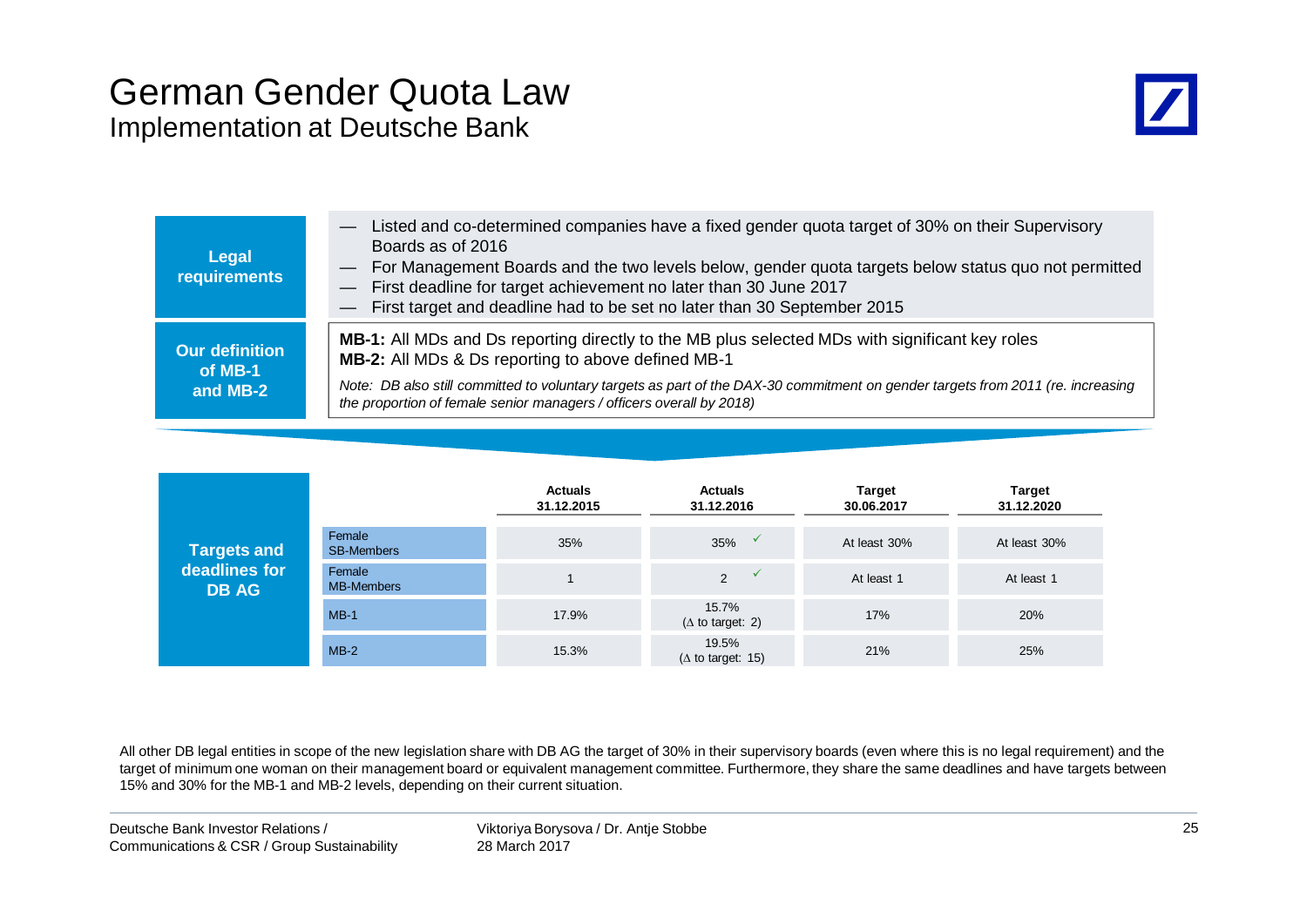# German Gender Quota Law

## Implementation at Deutsche Bank

**Legal requirements**

- Listed and co-determined companies have a fixed gender quota target of 30% on their Supervisory Boards as of 2016
- For Management Boards and the two levels below, gender quota targets below status quo not permitted
- First deadline for target achievement no later than 30 June 2017
- First target and deadline had to be set no later than 30 September 2015

**Our definition of MB-1 and MB-2**

**MB-1:** All MDs and Ds reporting directly to the MB plus selected MDs with significant key roles
**MB-2:** All MDs & Ds reporting to above defined MB-1

*Note: DB also still committed to voluntary targets as part of the DAX-30 commitment on gender targets from 2011 (re. increasing the proportion of female senior managers / officers overall by 2018)*

**Targets and deadlines for DB AG**

| | Actuals 31.12.2015 | Actuals 31.12.2016 | Target 30.06.2017 | Target 31.12.2020 |
|---|---|---|---|---|
| Female SB-Members | 35% | 35% ✓ | At least 30% | At least 30% |
| Female MB-Members | 1 | 2 ✓ | At least 1 | At least 1 |
| MB-1 | 17.9% | 15.7% (Δ to target: 2) | 17% | 20% |
| MB-2 | 15.3% | 19.5% (Δ to target: 15) | 21% | 25% |

All other DB legal entities in scope of the new legislation share with DB AG the target of 30% in their supervisory boards (even where this is no legal requirement) and the target of minimum one woman on their management board or equivalent management committee. Furthermore, they share the same deadlines and have targets between 15% and 30% for the MB-1 and MB-2 levels, depending on their current situation.

Deutsche Bank Investor Relations / Communications & CSR / Group Sustainability

Viktoriya Borysova / Dr. Antje Stobbe
28 March 2017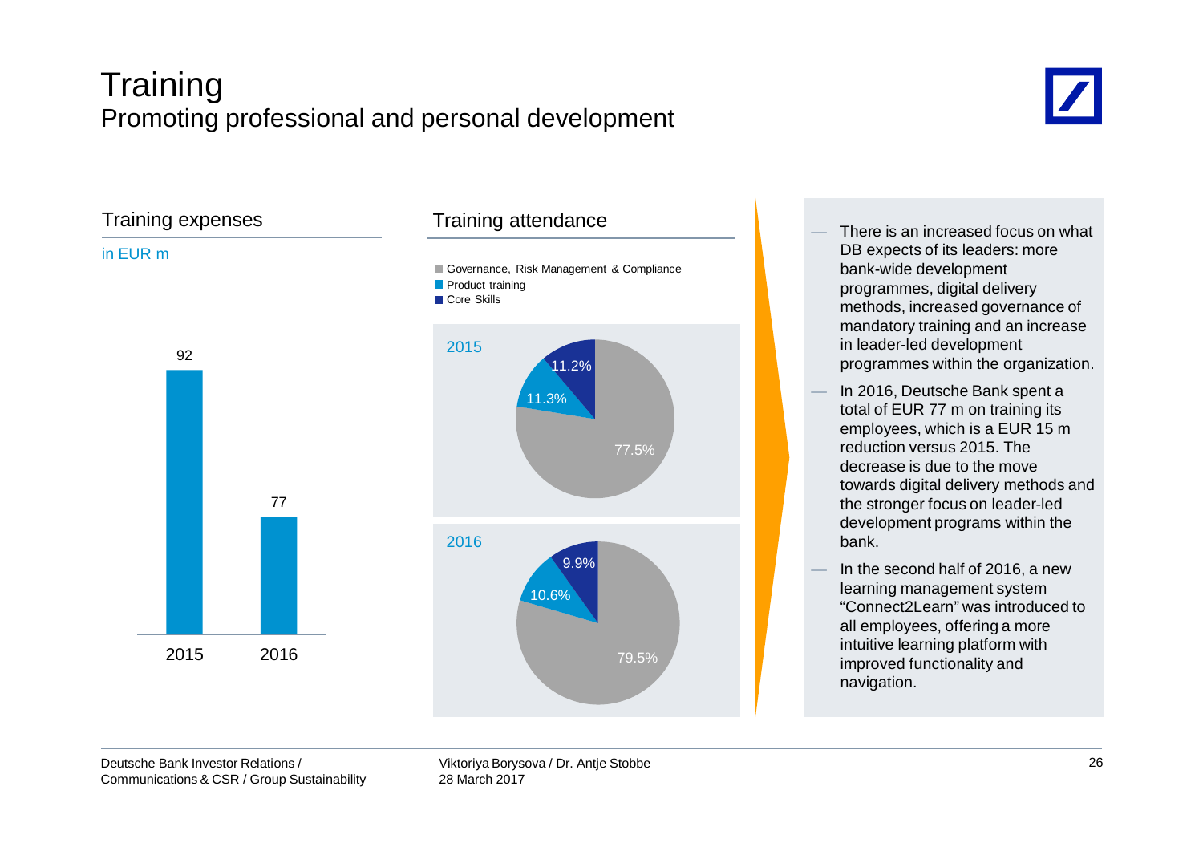# Training

## Promoting professional and personal development

### Training expenses

in EUR m

| Year | Training expenses |
|---|---|
| 2015 | 92 |
| 2016 | 77 |

### Training attendance

| | Governance, Risk Management & Compliance | Product training | Core Skills |
|---|---|---|---|
| 2015 | 77.5% | 11.3% | 11.2% |
| 2016 | 79.5% | 10.6% | 9.9% |

- There is an increased focus on what DB expects of its leaders: more bank-wide development programmes, digital delivery methods, increased governance of mandatory training and an increase in leader-led development programmes within the organization.
- In 2016, Deutsche Bank spent a total of EUR 77 m on training its employees, which is a EUR 15 m reduction versus 2015. The decrease is due to the move towards digital delivery methods and the stronger focus on leader-led development programs within the bank.
- In the second half of 2016, a new learning management system "Connect2Learn" was introduced to all employees, offering a more intuitive learning platform with improved functionality and navigation.

Deutsche Bank Investor Relations / Communications & CSR / Group Sustainability

Viktoriya Borysova / Dr. Antje Stobbe
28 March 2017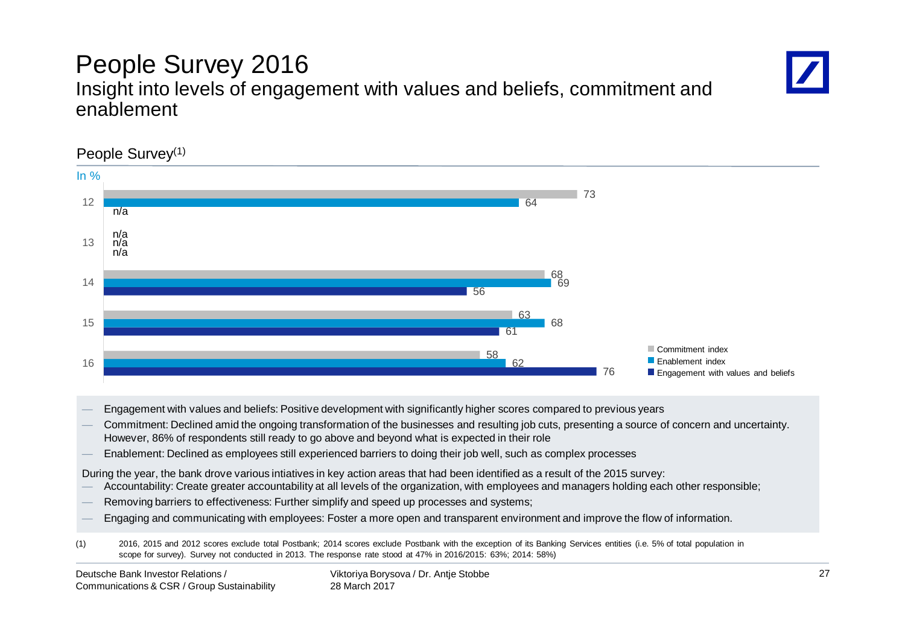# People Survey 2016

## Insight into levels of engagement with values and beliefs, commitment and enablement

### People Survey(1)

In %

| Year | Commitment index | Enablement index | Engagement with values and beliefs |
|---|---|---|---|
| 12 | 73 | 64 | n/a |
| 13 | n/a | n/a | n/a |
| 14 | 68 | 69 | 56 |
| 15 | 63 | 68 | 61 |
| 16 | 58 | 62 | 76 |

- Engagement with values and beliefs: Positive development with significantly higher scores compared to previous years
- Commitment: Declined amid the ongoing transformation of the businesses and resulting job cuts, presenting a source of concern and uncertainty. However, 86% of respondents still ready to go above and beyond what is expected in their role
- Enablement: Declined as employees still experienced barriers to doing their job well, such as complex processes

During the year, the bank drove various intiatives in key action areas that had been identified as a result of the 2015 survey:

- Accountability: Create greater accountability at all levels of the organization, with employees and managers holding each other responsible;
- Removing barriers to effectiveness: Further simplify and speed up processes and systems;
- Engaging and communicating with employees: Foster a more open and transparent environment and improve the flow of information.

(1) 2016, 2015 and 2012 scores exclude total Postbank; 2014 scores exclude Postbank with the exception of its Banking Services entities (i.e. 5% of total population in scope for survey). Survey not conducted in 2013. The response rate stood at 47% in 2016/2015: 63%; 2014: 58%)

Deutsche Bank Investor Relations / Communications & CSR / Group Sustainability

Viktoriya Borysova / Dr. Antje Stobbe
28 March 2017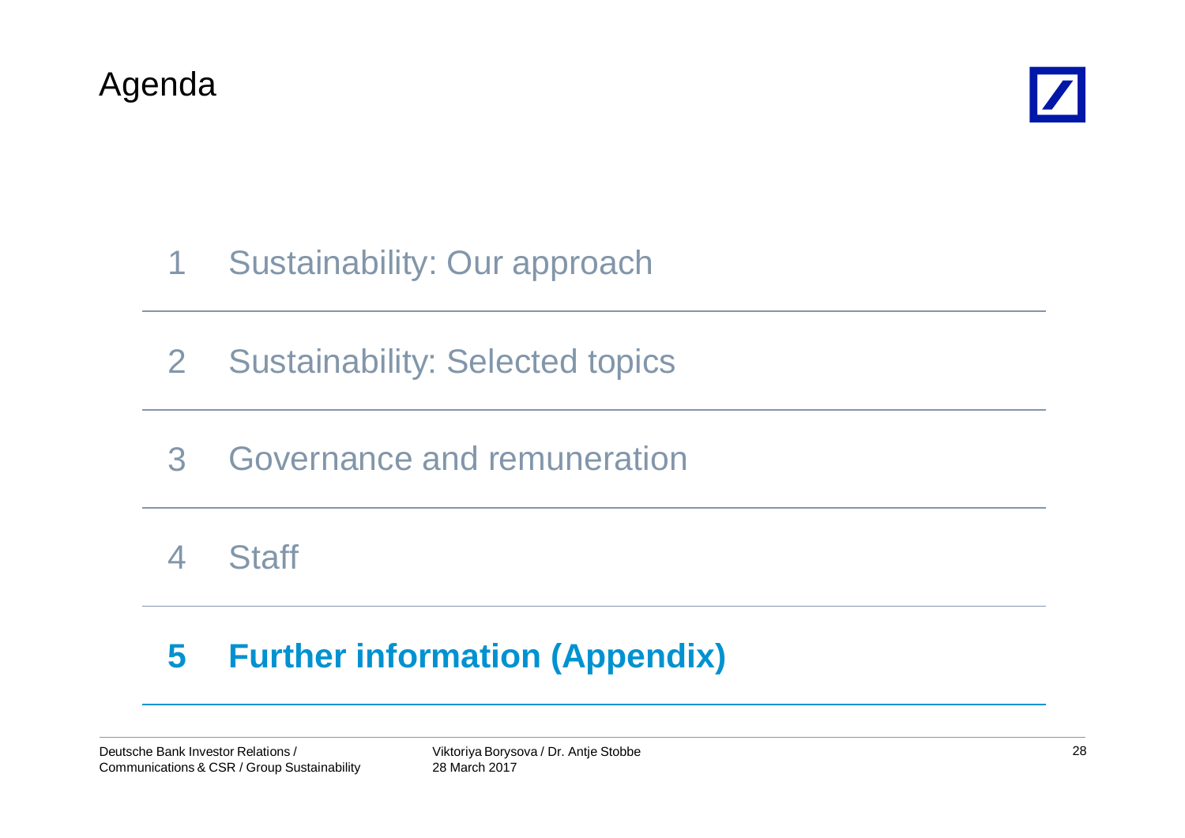# Agenda

1 Sustainability: Our approach

2 Sustainability: Selected topics

3 Governance and remuneration

4 Staff

**5 Further information (Appendix)**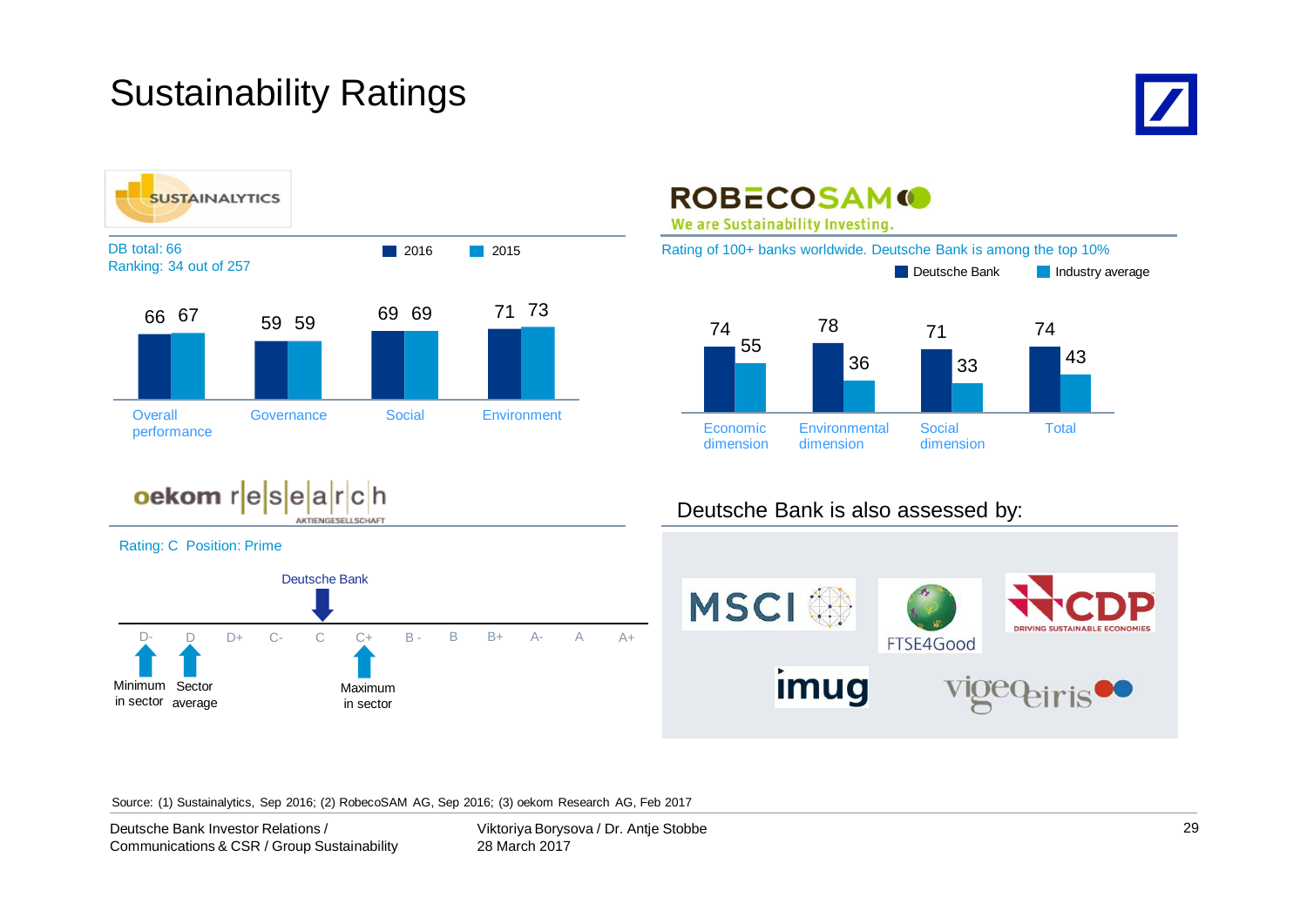# Sustainability Ratings

## Sustainalytics

DB total: 66
Ranking: 34 out of 257

| | 2016 | 2015 |
|---|---|---|
| Overall performance | 66 | 67 |
| Governance | 59 | 59 |
| Social | 69 | 69 |
| Environment | 71 | 73 |

## RobecoSAM

We are Sustainability Investing.

Rating of 100+ banks worldwide. Deutsche Bank is among the top 10%

| | Deutsche Bank | Industry average |
|---|---|---|
| Economic dimension | 74 | 55 |
| Environmental dimension | 78 | 36 |
| Social dimension | 71 | 33 |
| Total | 74 | 43 |

## oekom research

Rating: C Position: Prime

Scale: D- | D | D+ | C- | C | C+ | B - | B | B+ | A- | A | A+

- Deutsche Bank: C
- Minimum in sector: D-
- Sector average: D
- Maximum in sector: C+

## Deutsche Bank is also assessed by:

MSCI, FTSE4Good, CDP (Driving Sustainable Economies), imug, vigeo eiris

Source: (1) Sustainalytics, Sep 2016; (2) RobecoSAM AG, Sep 2016; (3) oekom Research AG, Feb 2017

Deutsche Bank Investor Relations / Communications & CSR / Group Sustainability

Viktoriya Borysova / Dr. Antje Stobbe
28 March 2017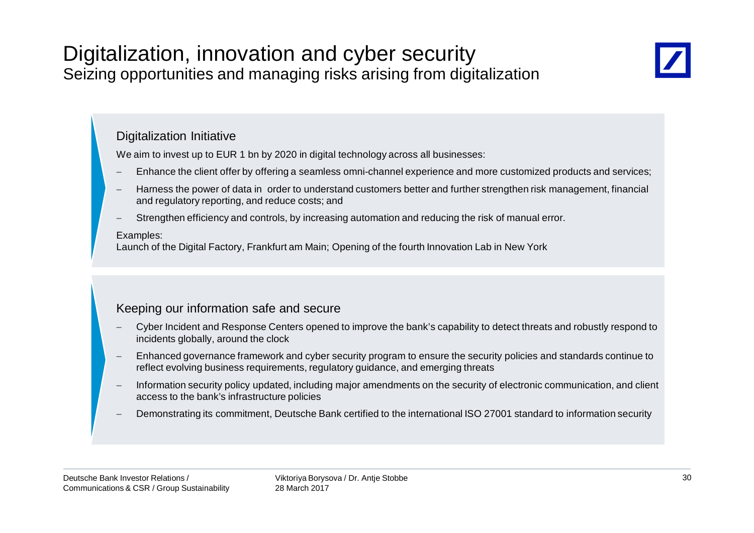# Digitalization, innovation and cyber security

## Seizing opportunities and managing risks arising from digitalization

### Digitalization Initiative

We aim to invest up to EUR 1 bn by 2020 in digital technology across all businesses:

- Enhance the client offer by offering a seamless omni-channel experience and more customized products and services;
- Harness the power of data in order to understand customers better and further strengthen risk management, financial and regulatory reporting, and reduce costs; and
- Strengthen efficiency and controls, by increasing automation and reducing the risk of manual error.

Examples:
Launch of the Digital Factory, Frankfurt am Main; Opening of the fourth Innovation Lab in New York

### Keeping our information safe and secure

- Cyber Incident and Response Centers opened to improve the bank's capability to detect threats and robustly respond to incidents globally, around the clock
- Enhanced governance framework and cyber security program to ensure the security policies and standards continue to reflect evolving business requirements, regulatory guidance, and emerging threats
- Information security policy updated, including major amendments on the security of electronic communication, and client access to the bank's infrastructure policies
- Demonstrating its commitment, Deutsche Bank certified to the international ISO 27001 standard to information security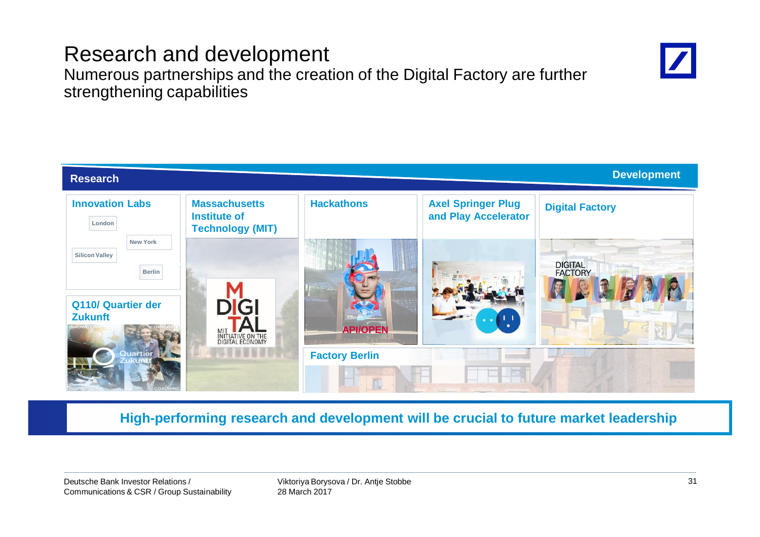# Research and development

## Numerous partnerships and the creation of the Digital Factory are further strengthening capabilities

**Research** → **Development**

- **Innovation Labs**
  - London
  - New York
  - Silicon Valley
  - Berlin
- **Q110/ Quartier der Zukunft**
- **Massachusetts Institute of Technology (MIT)**
- **Hackathons**
- **Axel Springer Plug and Play Accelerator**
- **Digital Factory**
- **Factory Berlin**

**High-performing research and development will be crucial to future market leadership**

Deutsche Bank Investor Relations / Communications & CSR / Group Sustainability

Viktoriya Borysova / Dr. Antje Stobbe
28 March 2017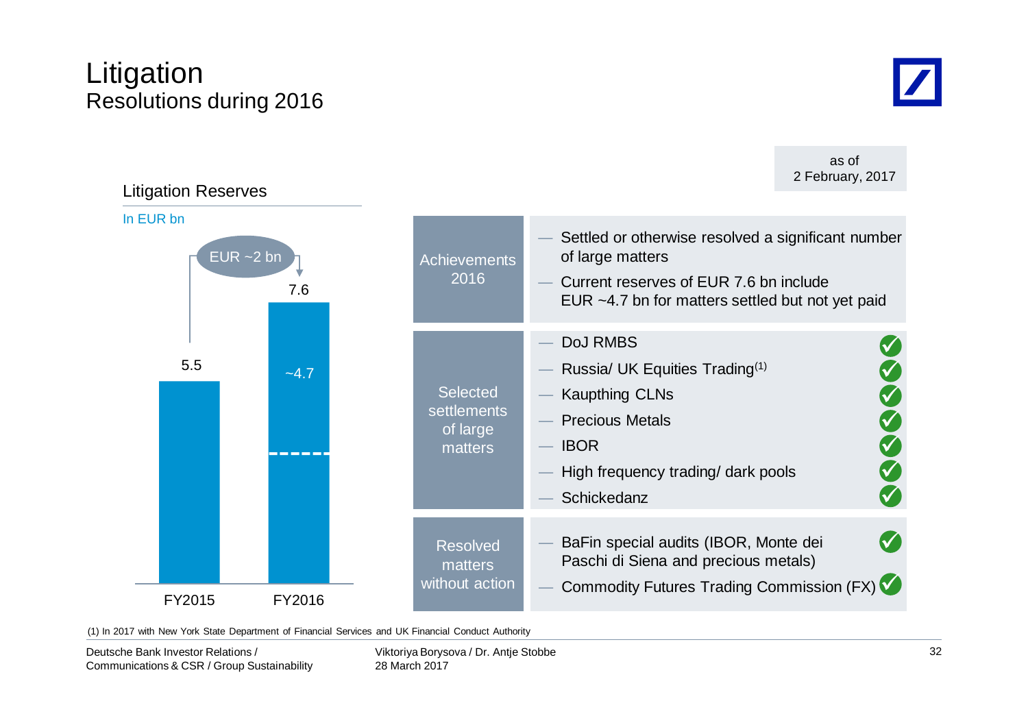# Litigation
## Resolutions during 2016

as of 2 February, 2017

### Litigation Reserves

In EUR bn

| | FY2015 | FY2016 |
|---|---|---|
| Litigation reserves | 5.5 | 7.6 |
| thereof | | ~4.7 |

EUR ~2 bn

| | |
|---|---|
| Achievements 2016 | — Settled or otherwise resolved a significant number of large matters<br>— Current reserves of EUR 7.6 bn include EUR ~4.7 bn for matters settled but not yet paid |
| Selected settlements of large matters | — DoJ RMBS ✓<br>— Russia/ UK Equities Trading[(1)] ✓<br>— Kaupthing CLNs ✓<br>— Precious Metals ✓<br>— IBOR ✓<br>— High frequency trading/ dark pools ✓<br>— Schickedanz ✓ |
| Resolved matters without action | — BaFin special audits (IBOR, Monte dei Paschi di Siena and precious metals) ✓<br>— Commodity Futures Trading Commission (FX) ✓ |

(1) In 2017 with New York State Department of Financial Services and UK Financial Conduct Authority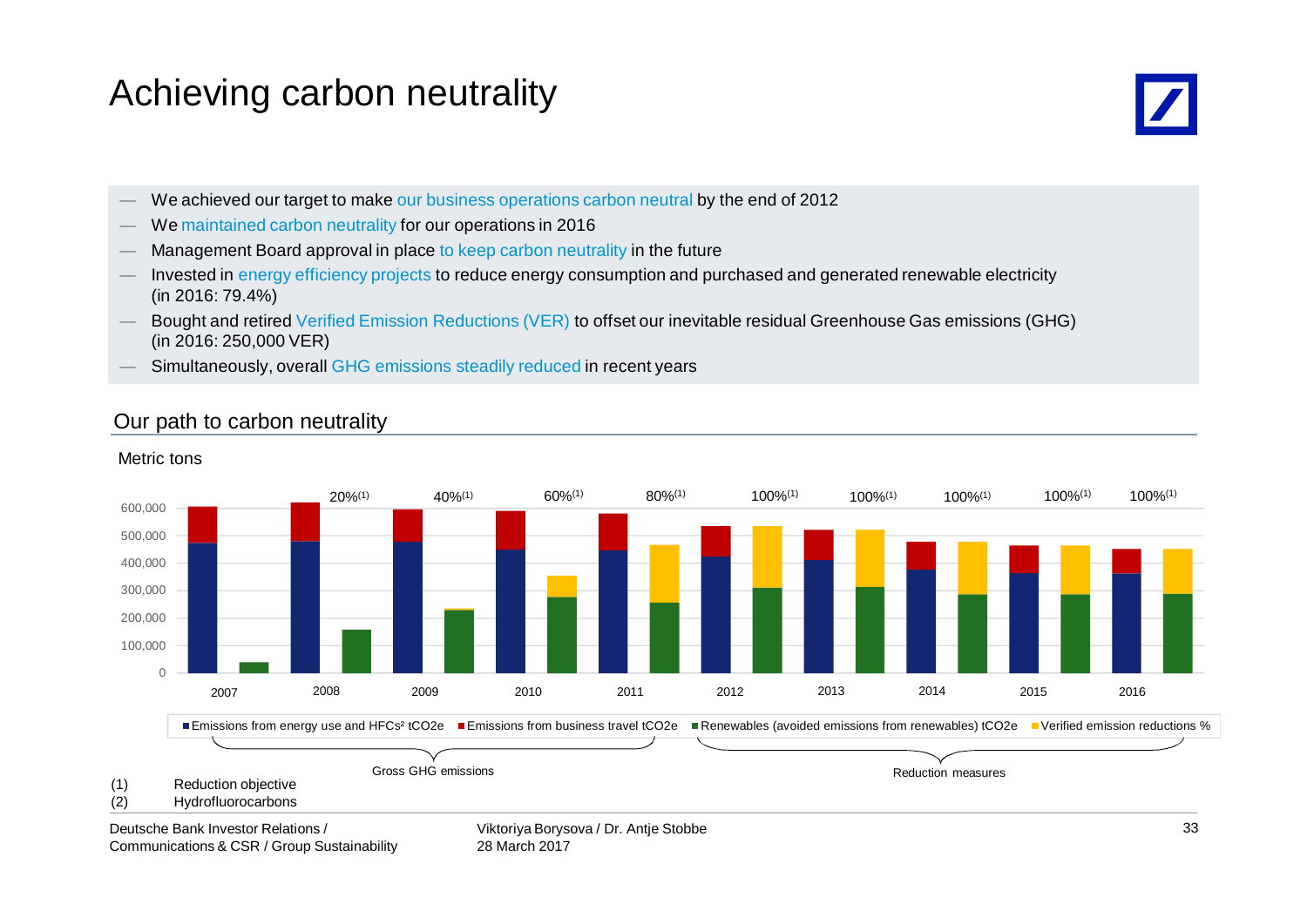# Achieving carbon neutrality

- We achieved our target to make our business operations carbon neutral by the end of 2012
- We maintained carbon neutrality for our operations in 2016
- Management Board approval in place to keep carbon neutrality in the future
- Invested in energy efficiency projects to reduce energy consumption and purchased and generated renewable electricity (in 2016: 79.4%)
- Bought and retired Verified Emission Reductions (VER) to offset our inevitable residual Greenhouse Gas emissions (GHG) (in 2016: 250,000 VER)
- Simultaneously, overall GHG emissions steadily reduced in recent years

## Our path to carbon neutrality

Metric tons

| Year | Reduction objective[1] |
|---|---|
| 2007 | |
| 2008 | 20% |
| 2009 | 40% |
| 2010 | 60% |
| 2011 | 80% |
| 2012 | 100% |
| 2013 | 100% |
| 2014 | 100% |
| 2015 | 100% |
| 2016 | 100% |

Legend: Emissions from energy use and HFCs[2] tCO2e; Emissions from business travel tCO2e (Gross GHG emissions) — Renewables (avoided emissions from renewables) tCO2e; Verified emission reductions % (Reduction measures)

(1) Reduction objective
(2) Hydrofluorocarbons

Deutsche Bank Investor Relations / Communications & CSR / Group Sustainability

Viktoriya Borysova / Dr. Antje Stobbe
28 March 2017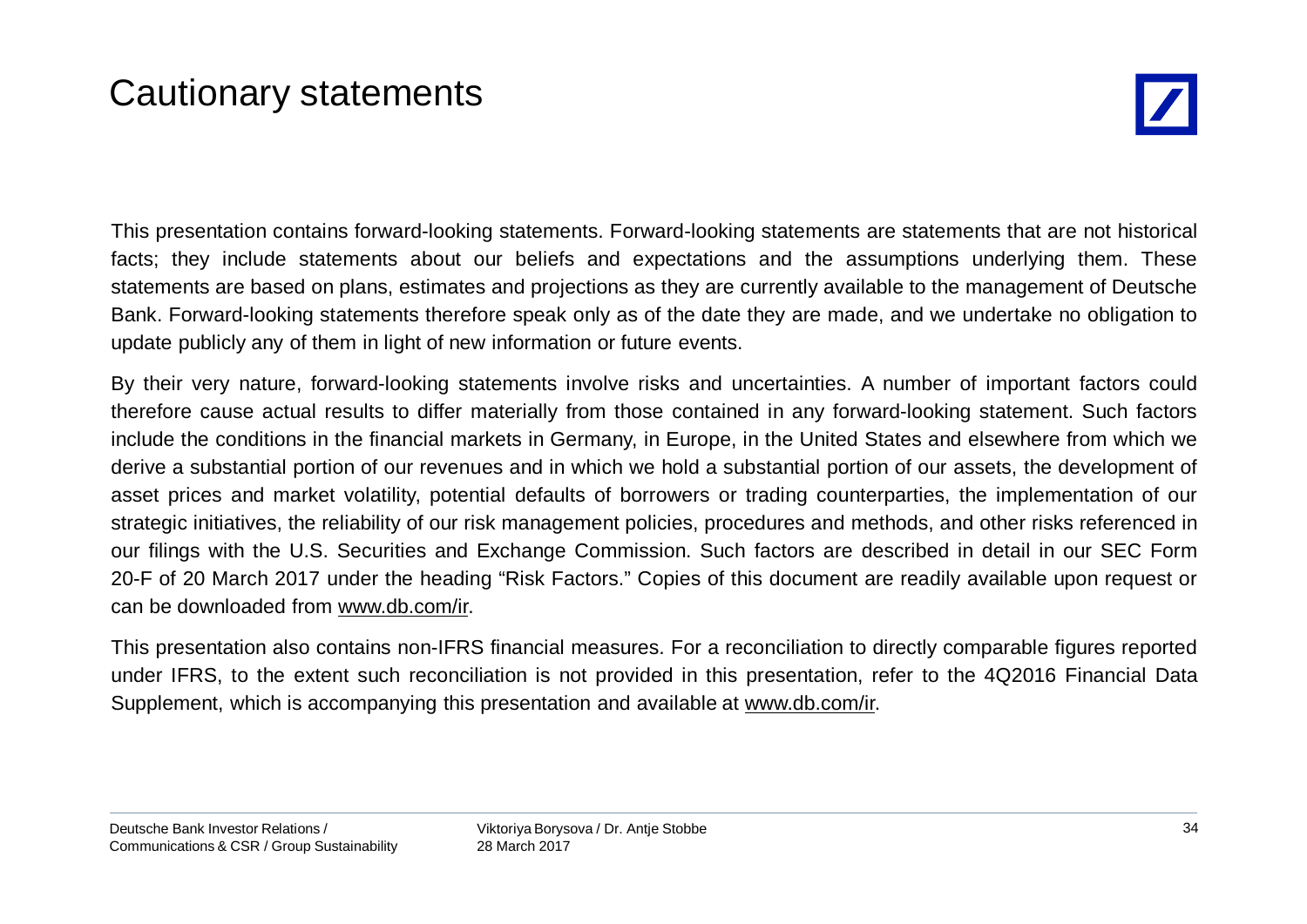# Cautionary statements

This presentation contains forward-looking statements. Forward-looking statements are statements that are not historical facts; they include statements about our beliefs and expectations and the assumptions underlying them. These statements are based on plans, estimates and projections as they are currently available to the management of Deutsche Bank. Forward-looking statements therefore speak only as of the date they are made, and we undertake no obligation to update publicly any of them in light of new information or future events.

By their very nature, forward-looking statements involve risks and uncertainties. A number of important factors could therefore cause actual results to differ materially from those contained in any forward-looking statement. Such factors include the conditions in the financial markets in Germany, in Europe, in the United States and elsewhere from which we derive a substantial portion of our revenues and in which we hold a substantial portion of our assets, the development of asset prices and market volatility, potential defaults of borrowers or trading counterparties, the implementation of our strategic initiatives, the reliability of our risk management policies, procedures and methods, and other risks referenced in our filings with the U.S. Securities and Exchange Commission. Such factors are described in detail in our SEC Form 20-F of 20 March 2017 under the heading "Risk Factors." Copies of this document are readily available upon request or can be downloaded from www.db.com/ir.

This presentation also contains non-IFRS financial measures. For a reconciliation to directly comparable figures reported under IFRS, to the extent such reconciliation is not provided in this presentation, refer to the 4Q2016 Financial Data Supplement, which is accompanying this presentation and available at www.db.com/ir.